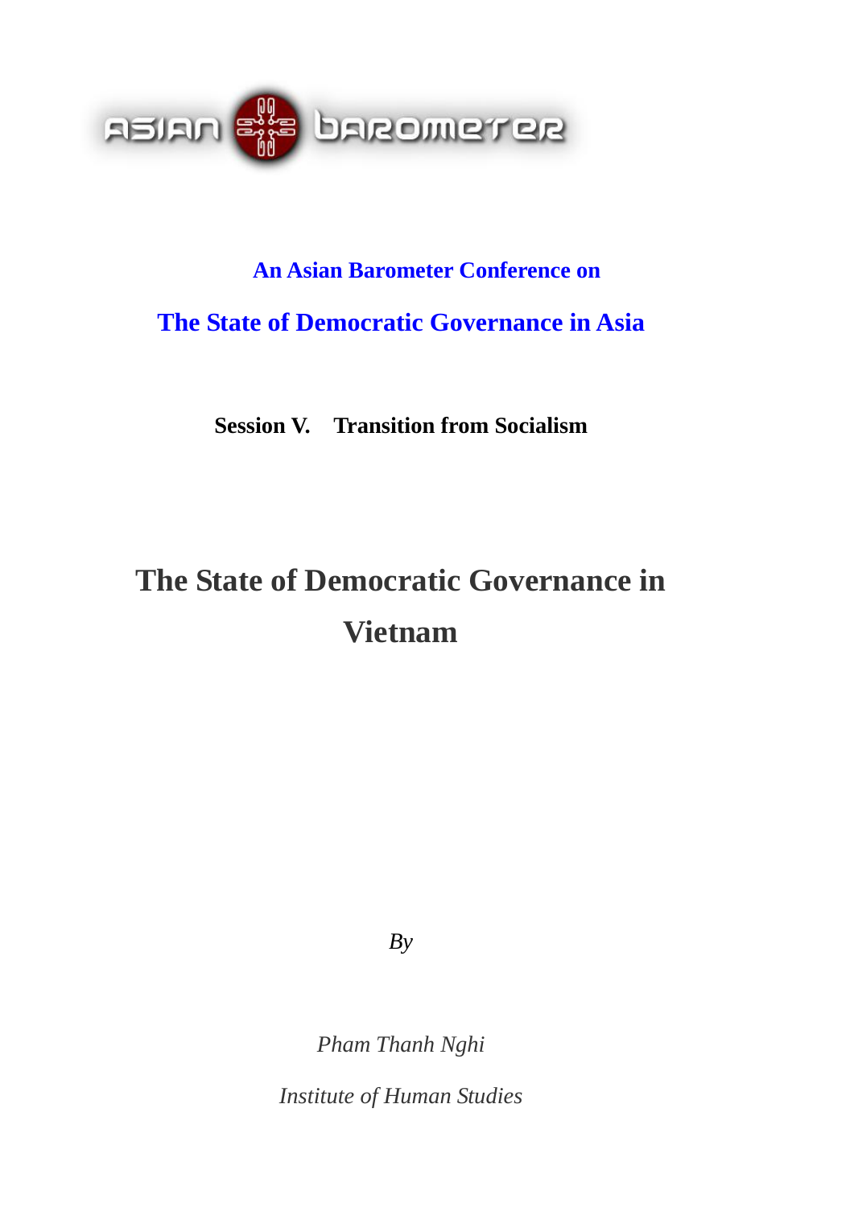ASIAN BAROMETER

**An Asian Barometer Conference on**

**The State of Democratic Governance in Asia**

**Session V. Transition from Socialism**

# The State of Democratic Governance in Vietnam

*By*

*Pham Thanh Nghi*

*Institute of Human Studies*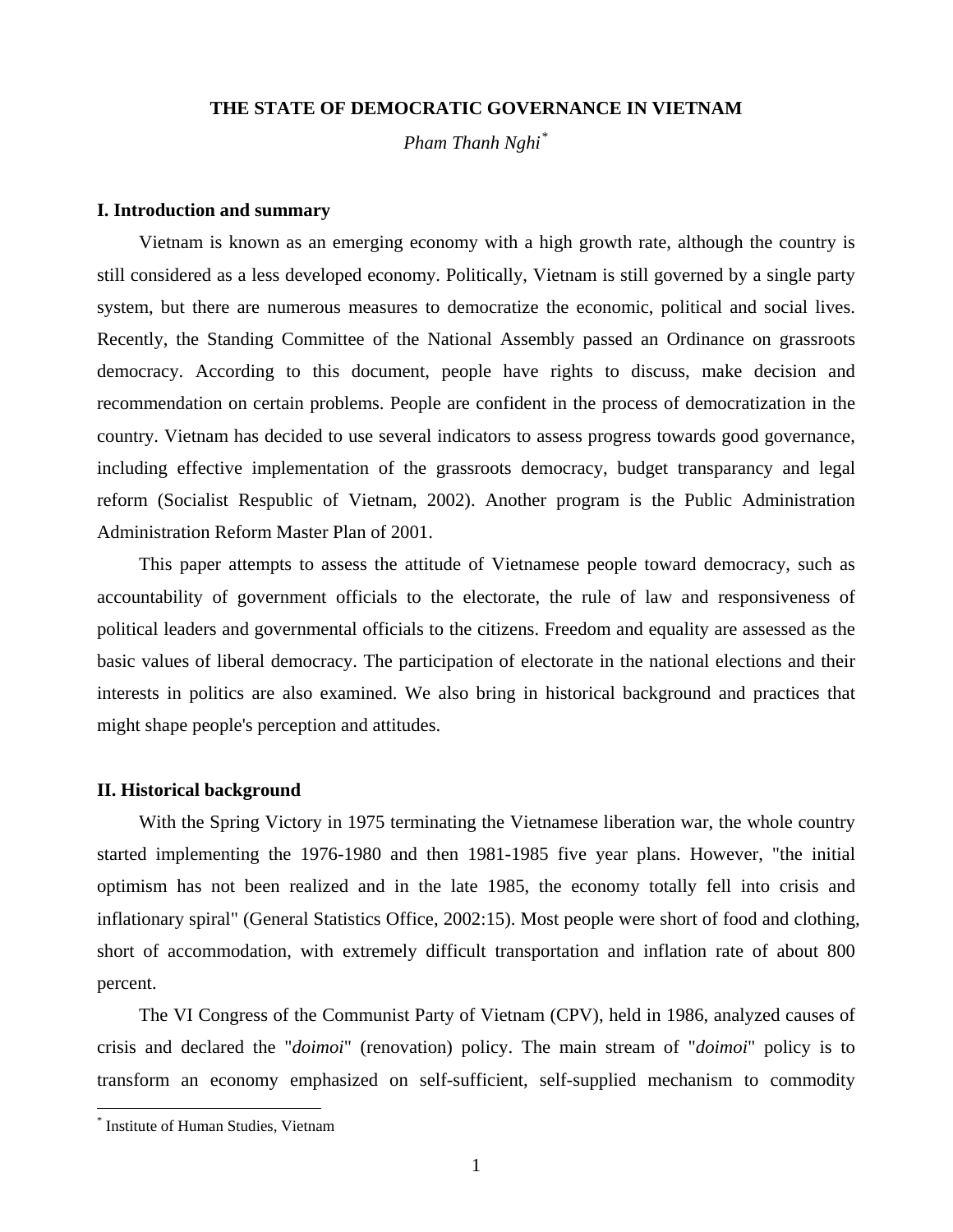**THE STATE OF DEMOCRATIC GOVERNANCE IN VIETNAM**

*Pham Thanh Nghi*[*]

## I. Introduction and summary

Vietnam is known as an emerging economy with a high growth rate, although the country is still considered as a less developed economy. Politically, Vietnam is still governed by a single party system, but there are numerous measures to democratize the economic, political and social lives. Recently, the Standing Committee of the National Assembly passed an Ordinance on grassroots democracy. According to this document, people have rights to discuss, make decision and recommendation on certain problems. People are confident in the process of democratization in the country. Vietnam has decided to use several indicators to assess progress towards good governance, including effective implementation of the grassroots democracy, budget transparancy and legal reform (Socialist Respublic of Vietnam, 2002). Another program is the Public Administration Administration Reform Master Plan of 2001.

This paper attempts to assess the attitude of Vietnamese people toward democracy, such as accountability of government officials to the electorate, the rule of law and responsiveness of political leaders and governmental officials to the citizens. Freedom and equality are assessed as the basic values of liberal democracy. The participation of electorate in the national elections and their interests in politics are also examined. We also bring in historical background and practices that might shape people's perception and attitudes.

## II. Historical background

With the Spring Victory in 1975 terminating the Vietnamese liberation war, the whole country started implementing the 1976-1980 and then 1981-1985 five year plans. However, "the initial optimism has not been realized and in the late 1985, the economy totally fell into crisis and inflationary spiral" (General Statistics Office, 2002:15). Most people were short of food and clothing, short of accommodation, with extremely difficult transportation and inflation rate of about 800 percent.

The VI Congress of the Communist Party of Vietnam (CPV), held in 1986, analyzed causes of crisis and declared the "*doimoi*" (renovation) policy. The main stream of "*doimoi*" policy is to transform an economy emphasized on self-sufficient, self-supplied mechanism to commodity

[*] Institute of Human Studies, Vietnam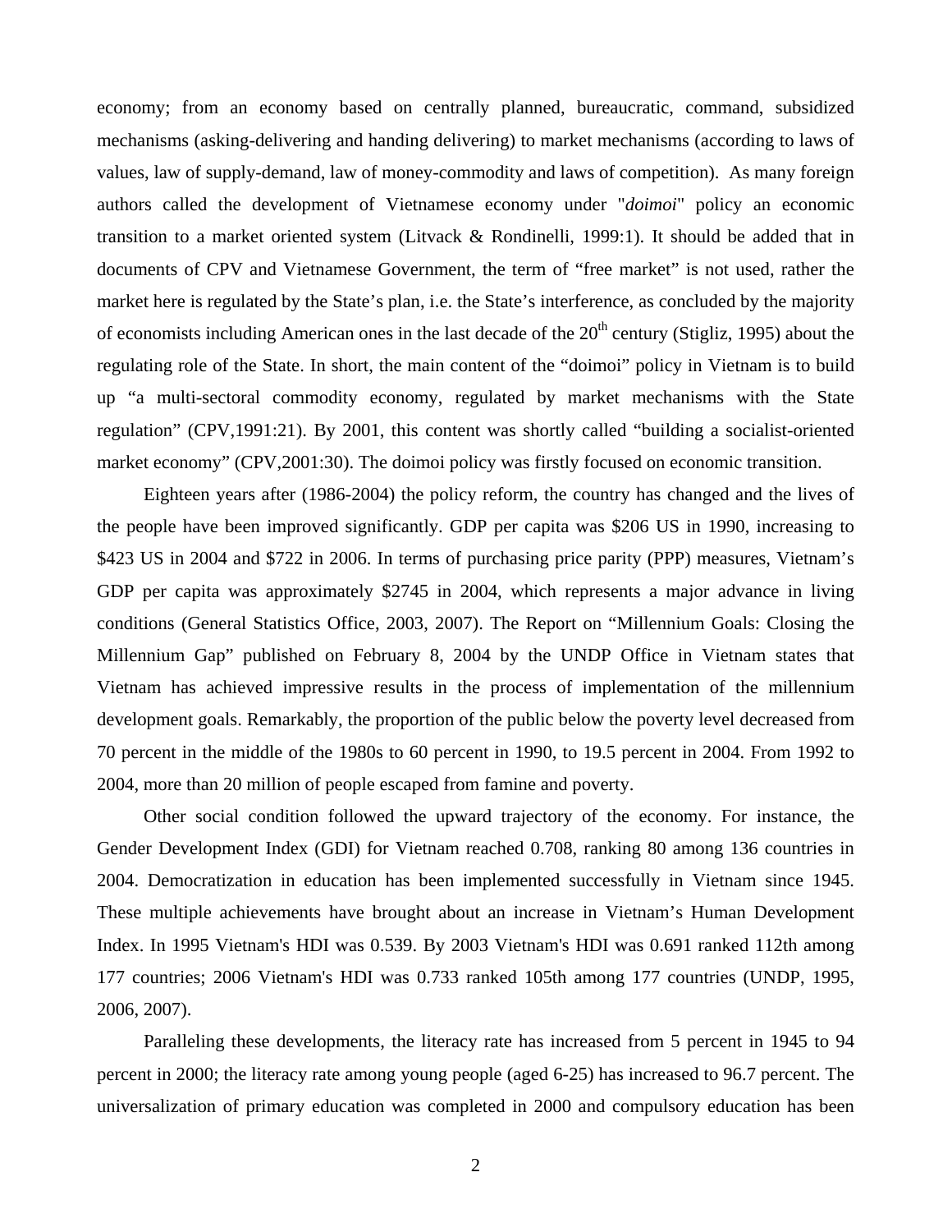economy; from an economy based on centrally planned, bureaucratic, command, subsidized mechanisms (asking-delivering and handing delivering) to market mechanisms (according to laws of values, law of supply-demand, law of money-commodity and laws of competition). As many foreign authors called the development of Vietnamese economy under "*doimoi*" policy an economic transition to a market oriented system (Litvack & Rondinelli, 1999:1). It should be added that in documents of CPV and Vietnamese Government, the term of "free market" is not used, rather the market here is regulated by the State's plan, i.e. the State's interference, as concluded by the majority of economists including American ones in the last decade of the 20th century (Stigliz, 1995) about the regulating role of the State. In short, the main content of the "doimoi" policy in Vietnam is to build up "a multi-sectoral commodity economy, regulated by market mechanisms with the State regulation" (CPV,1991:21). By 2001, this content was shortly called "building a socialist-oriented market economy" (CPV,2001:30). The doimoi policy was firstly focused on economic transition.

Eighteen years after (1986-2004) the policy reform, the country has changed and the lives of the people have been improved significantly. GDP per capita was $206 US in 1990, increasing to $423 US in 2004 and $722 in 2006. In terms of purchasing price parity (PPP) measures, Vietnam's GDP per capita was approximately $2745 in 2004, which represents a major advance in living conditions (General Statistics Office, 2003, 2007). The Report on "Millennium Goals: Closing the Millennium Gap" published on February 8, 2004 by the UNDP Office in Vietnam states that Vietnam has achieved impressive results in the process of implementation of the millennium development goals. Remarkably, the proportion of the public below the poverty level decreased from 70 percent in the middle of the 1980s to 60 percent in 1990, to 19.5 percent in 2004. From 1992 to 2004, more than 20 million of people escaped from famine and poverty.

Other social condition followed the upward trajectory of the economy. For instance, the Gender Development Index (GDI) for Vietnam reached 0.708, ranking 80 among 136 countries in 2004. Democratization in education has been implemented successfully in Vietnam since 1945. These multiple achievements have brought about an increase in Vietnam's Human Development Index. In 1995 Vietnam's HDI was 0.539. By 2003 Vietnam's HDI was 0.691 ranked 112th among 177 countries; 2006 Vietnam's HDI was 0.733 ranked 105th among 177 countries (UNDP, 1995, 2006, 2007).

Paralleling these developments, the literacy rate has increased from 5 percent in 1945 to 94 percent in 2000; the literacy rate among young people (aged 6-25) has increased to 96.7 percent. The universalization of primary education was completed in 2000 and compulsory education has been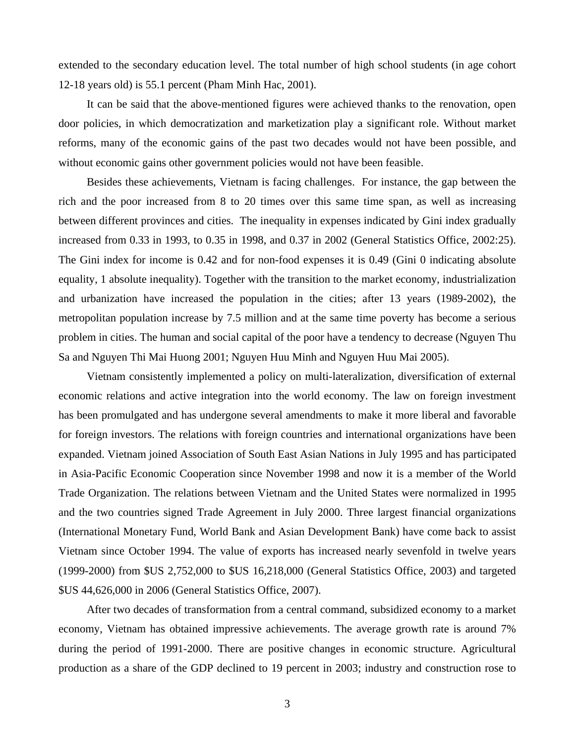extended to the secondary education level. The total number of high school students (in age cohort 12-18 years old) is 55.1 percent (Pham Minh Hac, 2001).

It can be said that the above-mentioned figures were achieved thanks to the renovation, open door policies, in which democratization and marketization play a significant role. Without market reforms, many of the economic gains of the past two decades would not have been possible, and without economic gains other government policies would not have been feasible.

Besides these achievements, Vietnam is facing challenges. For instance, the gap between the rich and the poor increased from 8 to 20 times over this same time span, as well as increasing between different provinces and cities. The inequality in expenses indicated by Gini index gradually increased from 0.33 in 1993, to 0.35 in 1998, and 0.37 in 2002 (General Statistics Office, 2002:25). The Gini index for income is 0.42 and for non-food expenses it is 0.49 (Gini 0 indicating absolute equality, 1 absolute inequality). Together with the transition to the market economy, industrialization and urbanization have increased the population in the cities; after 13 years (1989-2002), the metropolitan population increase by 7.5 million and at the same time poverty has become a serious problem in cities. The human and social capital of the poor have a tendency to decrease (Nguyen Thu Sa and Nguyen Thi Mai Huong 2001; Nguyen Huu Minh and Nguyen Huu Mai 2005).

Vietnam consistently implemented a policy on multi-lateralization, diversification of external economic relations and active integration into the world economy. The law on foreign investment has been promulgated and has undergone several amendments to make it more liberal and favorable for foreign investors. The relations with foreign countries and international organizations have been expanded. Vietnam joined Association of South East Asian Nations in July 1995 and has participated in Asia-Pacific Economic Cooperation since November 1998 and now it is a member of the World Trade Organization. The relations between Vietnam and the United States were normalized in 1995 and the two countries signed Trade Agreement in July 2000. Three largest financial organizations (International Monetary Fund, World Bank and Asian Development Bank) have come back to assist Vietnam since October 1994. The value of exports has increased nearly sevenfold in twelve years (1999-2000) from $US 2,752,000 to $US 16,218,000 (General Statistics Office, 2003) and targeted $US 44,626,000 in 2006 (General Statistics Office, 2007).

After two decades of transformation from a central command, subsidized economy to a market economy, Vietnam has obtained impressive achievements. The average growth rate is around 7% during the period of 1991-2000. There are positive changes in economic structure. Agricultural production as a share of the GDP declined to 19 percent in 2003; industry and construction rose to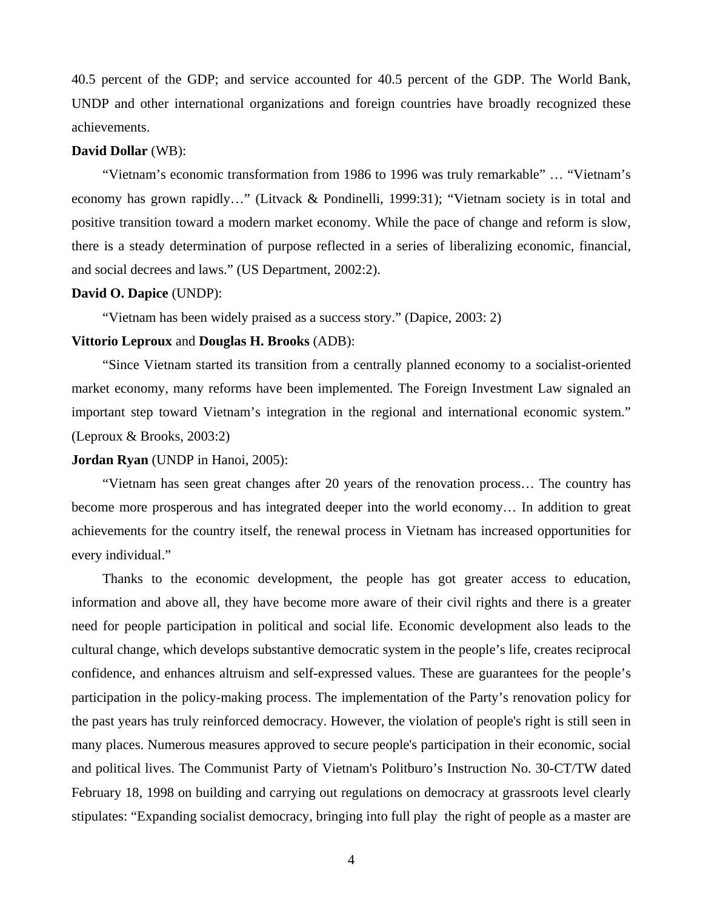40.5 percent of the GDP; and service accounted for 40.5 percent of the GDP. The World Bank, UNDP and other international organizations and foreign countries have broadly recognized these achievements.

**David Dollar** (WB):

"Vietnam's economic transformation from 1986 to 1996 was truly remarkable" … "Vietnam's economy has grown rapidly…" (Litvack & Pondinelli, 1999:31); "Vietnam society is in total and positive transition toward a modern market economy. While the pace of change and reform is slow, there is a steady determination of purpose reflected in a series of liberalizing economic, financial, and social decrees and laws." (US Department, 2002:2).

**David O. Dapice** (UNDP):

"Vietnam has been widely praised as a success story." (Dapice, 2003: 2)

**Vittorio Leproux** and **Douglas H. Brooks** (ADB):

"Since Vietnam started its transition from a centrally planned economy to a socialist-oriented market economy, many reforms have been implemented. The Foreign Investment Law signaled an important step toward Vietnam's integration in the regional and international economic system." (Leproux & Brooks, 2003:2)

**Jordan Ryan** (UNDP in Hanoi, 2005):

"Vietnam has seen great changes after 20 years of the renovation process… The country has become more prosperous and has integrated deeper into the world economy… In addition to great achievements for the country itself, the renewal process in Vietnam has increased opportunities for every individual."

Thanks to the economic development, the people has got greater access to education, information and above all, they have become more aware of their civil rights and there is a greater need for people participation in political and social life. Economic development also leads to the cultural change, which develops substantive democratic system in the people's life, creates reciprocal confidence, and enhances altruism and self-expressed values. These are guarantees for the people's participation in the policy-making process. The implementation of the Party's renovation policy for the past years has truly reinforced democracy. However, the violation of people's right is still seen in many places. Numerous measures approved to secure people's participation in their economic, social and political lives. The Communist Party of Vietnam's Politburo's Instruction No. 30-CT/TW dated February 18, 1998 on building and carrying out regulations on democracy at grassroots level clearly stipulates: "Expanding socialist democracy, bringing into full play the right of people as a master are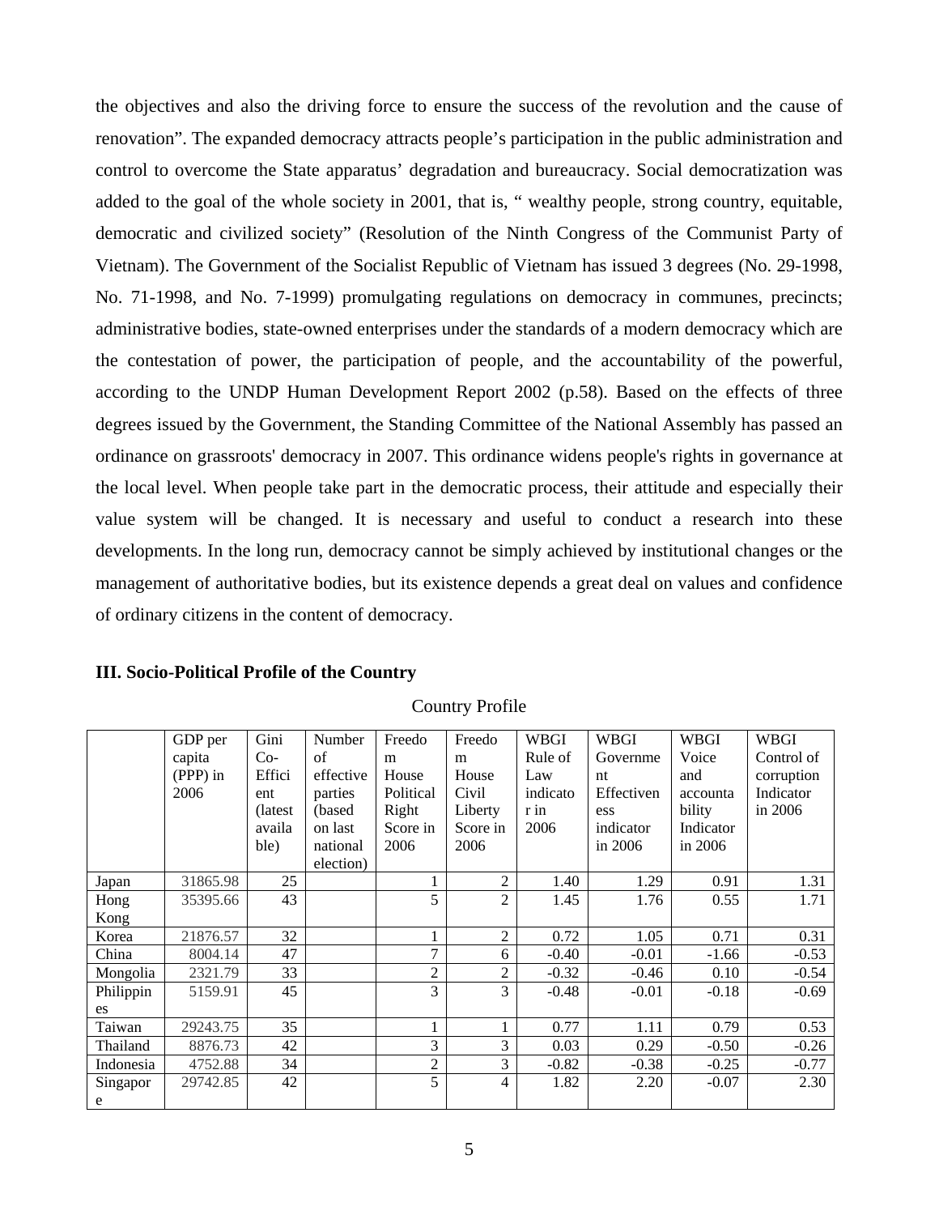the objectives and also the driving force to ensure the success of the revolution and the cause of renovation". The expanded democracy attracts people's participation in the public administration and control to overcome the State apparatus' degradation and bureaucracy. Social democratization was added to the goal of the whole society in 2001, that is, " wealthy people, strong country, equitable, democratic and civilized society" (Resolution of the Ninth Congress of the Communist Party of Vietnam). The Government of the Socialist Republic of Vietnam has issued 3 degrees (No. 29-1998, No. 71-1998, and No. 7-1999) promulgating regulations on democracy in communes, precincts; administrative bodies, state-owned enterprises under the standards of a modern democracy which are the contestation of power, the participation of people, and the accountability of the powerful, according to the UNDP Human Development Report 2002 (p.58). Based on the effects of three degrees issued by the Government, the Standing Committee of the National Assembly has passed an ordinance on grassroots' democracy in 2007. This ordinance widens people's rights in governance at the local level. When people take part in the democratic process, their attitude and especially their value system will be changed. It is necessary and useful to conduct a research into these developments. In the long run, democracy cannot be simply achieved by institutional changes or the management of authoritative bodies, but its existence depends a great deal on values and confidence of ordinary citizens in the content of democracy.

**III. Socio-Political Profile of the Country**

Country Profile

| | GDP per capita (PPP) in 2006 | Gini Co-Efficient (latest available) | Number of effective parties (based on last national election) | Freedom House Political Right Score in 2006 | Freedom House Civil Liberty Score in 2006 | WBGI Rule of Law indicator in 2006 | WBGI Government Effectiveness indicator in 2006 | WBGI Voice and accountability Indicator in 2006 | WBGI Control of corruption Indicator in 2006 |
|---|---|---|---|---|---|---|---|---|---|
| Japan | 31865.98 | 25 | | 1 | 2 | 1.40 | 1.29 | 0.91 | 1.31 |
| Hong Kong | 35395.66 | 43 | | 5 | 2 | 1.45 | 1.76 | 0.55 | 1.71 |
| Korea | 21876.57 | 32 | | 1 | 2 | 0.72 | 1.05 | 0.71 | 0.31 |
| China | 8004.14 | 47 | | 7 | 6 | -0.40 | -0.01 | -1.66 | -0.53 |
| Mongolia | 2321.79 | 33 | | 2 | 2 | -0.32 | -0.46 | 0.10 | -0.54 |
| Philippines | 5159.91 | 45 | | 3 | 3 | -0.48 | -0.01 | -0.18 | -0.69 |
| Taiwan | 29243.75 | 35 | | 1 | 1 | 0.77 | 1.11 | 0.79 | 0.53 |
| Thailand | 8876.73 | 42 | | 3 | 3 | 0.03 | 0.29 | -0.50 | -0.26 |
| Indonesia | 4752.88 | 34 | | 2 | 3 | -0.82 | -0.38 | -0.25 | -0.77 |
| Singapore | 29742.85 | 42 | | 5 | 4 | 1.82 | 2.20 | -0.07 | 2.30 |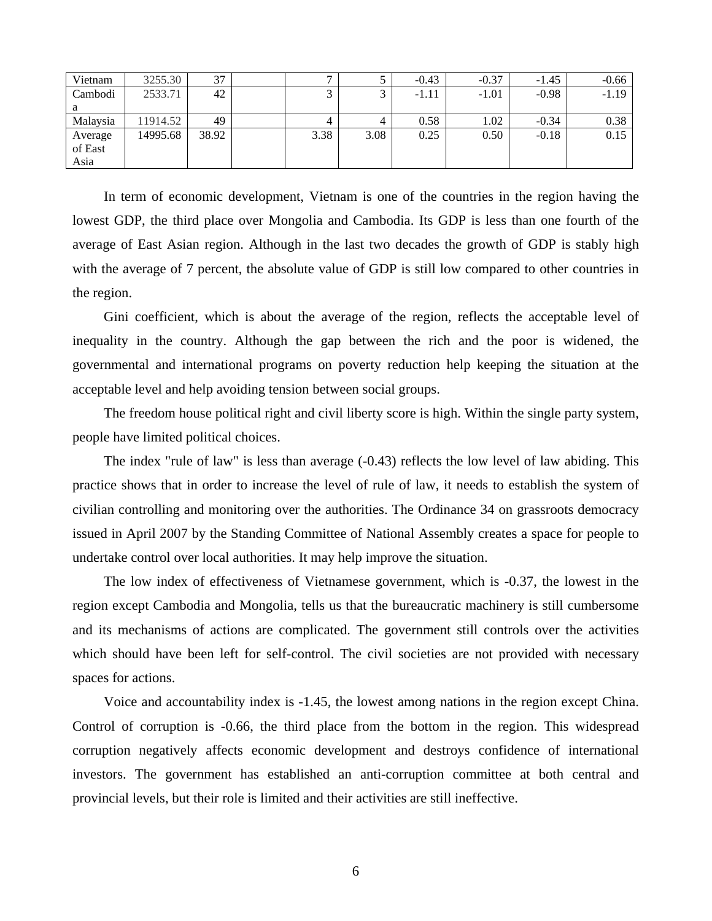| | | | | | | | | | |
|---|---|---|---|---|---|---|---|---|---|
| Vietnam | 3255.30 | 37 | | 7 | 5 | -0.43 | -0.37 | -1.45 | -0.66 |
| Cambodia | 2533.71 | 42 | | 3 | 3 | -1.11 | -1.01 | -0.98 | -1.19 |
| Malaysia | 11914.52 | 49 | | 4 | 4 | 0.58 | 1.02 | -0.34 | 0.38 |
| Average of East Asia | 14995.68 | 38.92 | | 3.38 | 3.08 | 0.25 | 0.50 | -0.18 | 0.15 |

In term of economic development, Vietnam is one of the countries in the region having the lowest GDP, the third place over Mongolia and Cambodia. Its GDP is less than one fourth of the average of East Asian region. Although in the last two decades the growth of GDP is stably high with the average of 7 percent, the absolute value of GDP is still low compared to other countries in the region.

Gini coefficient, which is about the average of the region, reflects the acceptable level of inequality in the country. Although the gap between the rich and the poor is widened, the governmental and international programs on poverty reduction help keeping the situation at the acceptable level and help avoiding tension between social groups.

The freedom house political right and civil liberty score is high. Within the single party system, people have limited political choices.

The index "rule of law" is less than average (-0.43) reflects the low level of law abiding. This practice shows that in order to increase the level of rule of law, it needs to establish the system of civilian controlling and monitoring over the authorities. The Ordinance 34 on grassroots democracy issued in April 2007 by the Standing Committee of National Assembly creates a space for people to undertake control over local authorities. It may help improve the situation.

The low index of effectiveness of Vietnamese government, which is -0.37, the lowest in the region except Cambodia and Mongolia, tells us that the bureaucratic machinery is still cumbersome and its mechanisms of actions are complicated. The government still controls over the activities which should have been left for self-control. The civil societies are not provided with necessary spaces for actions.

Voice and accountability index is -1.45, the lowest among nations in the region except China. Control of corruption is -0.66, the third place from the bottom in the region. This widespread corruption negatively affects economic development and destroys confidence of international investors. The government has established an anti-corruption committee at both central and provincial levels, but their role is limited and their activities are still ineffective.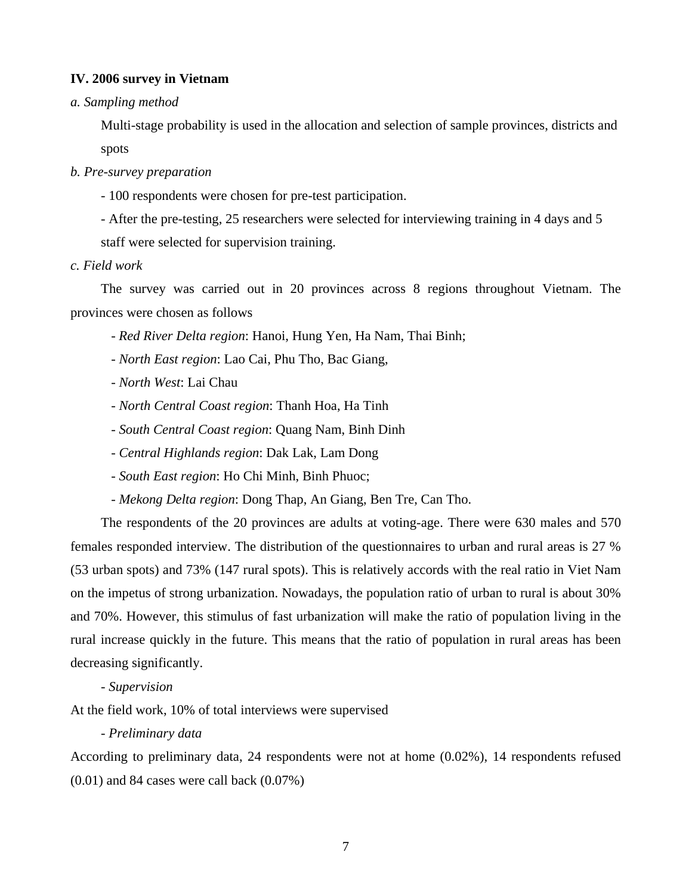**IV. 2006 survey in Vietnam**

*a. Sampling method*

Multi-stage probability is used in the allocation and selection of sample provinces, districts and spots

*b. Pre-survey preparation*

- 100 respondents were chosen for pre-test participation.
- After the pre-testing, 25 researchers were selected for interviewing training in 4 days and 5 staff were selected for supervision training.

*c. Field work*

The survey was carried out in 20 provinces across 8 regions throughout Vietnam. The provinces were chosen as follows

- *Red River Delta region*: Hanoi, Hung Yen, Ha Nam, Thai Binh;
- *North East region*: Lao Cai, Phu Tho, Bac Giang,
- *North West*: Lai Chau
- *North Central Coast region*: Thanh Hoa, Ha Tinh
- *South Central Coast region*: Quang Nam, Binh Dinh
- *Central Highlands region*: Dak Lak, Lam Dong
- *South East region*: Ho Chi Minh, Binh Phuoc;
- *Mekong Delta region*: Dong Thap, An Giang, Ben Tre, Can Tho.

The respondents of the 20 provinces are adults at voting-age. There were 630 males and 570 females responded interview. The distribution of the questionnaires to urban and rural areas is 27 % (53 urban spots) and 73% (147 rural spots). This is relatively accords with the real ratio in Viet Nam on the impetus of strong urbanization. Nowadays, the population ratio of urban to rural is about 30% and 70%. However, this stimulus of fast urbanization will make the ratio of population living in the rural increase quickly in the future. This means that the ratio of population in rural areas has been decreasing significantly.

- *Supervision*

At the field work, 10% of total interviews were supervised

- *Preliminary data*

According to preliminary data, 24 respondents were not at home (0.02%), 14 respondents refused (0.01) and 84 cases were call back (0.07%)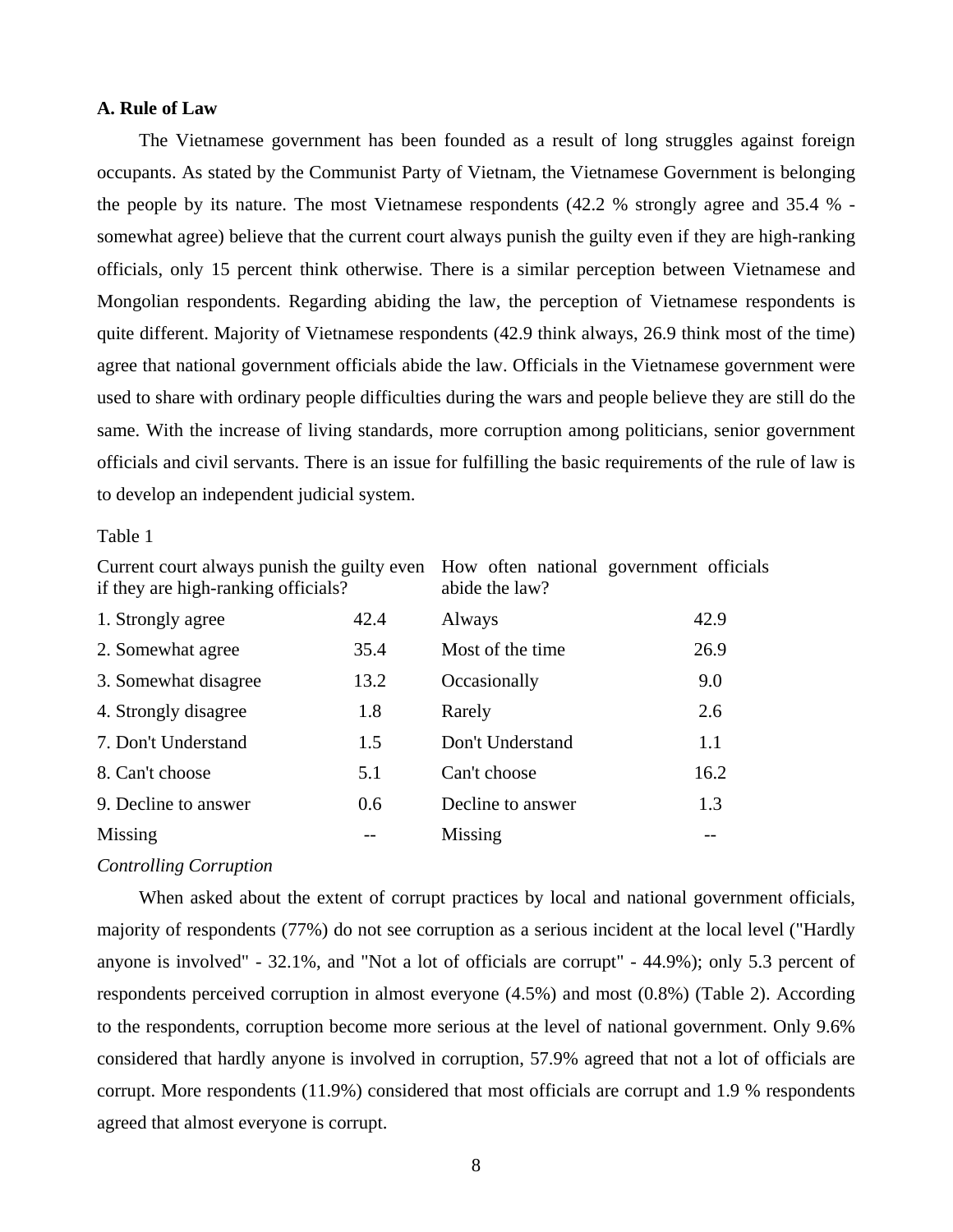**A. Rule of Law**

The Vietnamese government has been founded as a result of long struggles against foreign occupants. As stated by the Communist Party of Vietnam, the Vietnamese Government is belonging the people by its nature. The most Vietnamese respondents (42.2 % strongly agree and 35.4 % - somewhat agree) believe that the current court always punish the guilty even if they are high-ranking officials, only 15 percent think otherwise. There is a similar perception between Vietnamese and Mongolian respondents. Regarding abiding the law, the perception of Vietnamese respondents is quite different. Majority of Vietnamese respondents (42.9 think always, 26.9 think most of the time) agree that national government officials abide the law. Officials in the Vietnamese government were used to share with ordinary people difficulties during the wars and people believe they are still do the same. With the increase of living standards, more corruption among politicians, senior government officials and civil servants. There is an issue for fulfilling the basic requirements of the rule of law is to develop an independent judicial system.

Table 1

| Current court always punish the guilty even if they are high-ranking officials? | | How often national government officials abide the law? | |
|---|---|---|---|
| 1. Strongly agree | 42.4 | Always | 42.9 |
| 2. Somewhat agree | 35.4 | Most of the time | 26.9 |
| 3. Somewhat disagree | 13.2 | Occasionally | 9.0 |
| 4. Strongly disagree | 1.8 | Rarely | 2.6 |
| 7. Don't Understand | 1.5 | Don't Understand | 1.1 |
| 8. Can't choose | 5.1 | Can't choose | 16.2 |
| 9. Decline to answer | 0.6 | Decline to answer | 1.3 |
| Missing | -- | Missing | -- |

*Controlling Corruption*

When asked about the extent of corrupt practices by local and national government officials, majority of respondents (77%) do not see corruption as a serious incident at the local level ("Hardly anyone is involved" - 32.1%, and "Not a lot of officials are corrupt" - 44.9%); only 5.3 percent of respondents perceived corruption in almost everyone (4.5%) and most (0.8%) (Table 2). According to the respondents, corruption become more serious at the level of national government. Only 9.6% considered that hardly anyone is involved in corruption, 57.9% agreed that not a lot of officials are corrupt. More respondents (11.9%) considered that most officials are corrupt and 1.9 % respondents agreed that almost everyone is corrupt.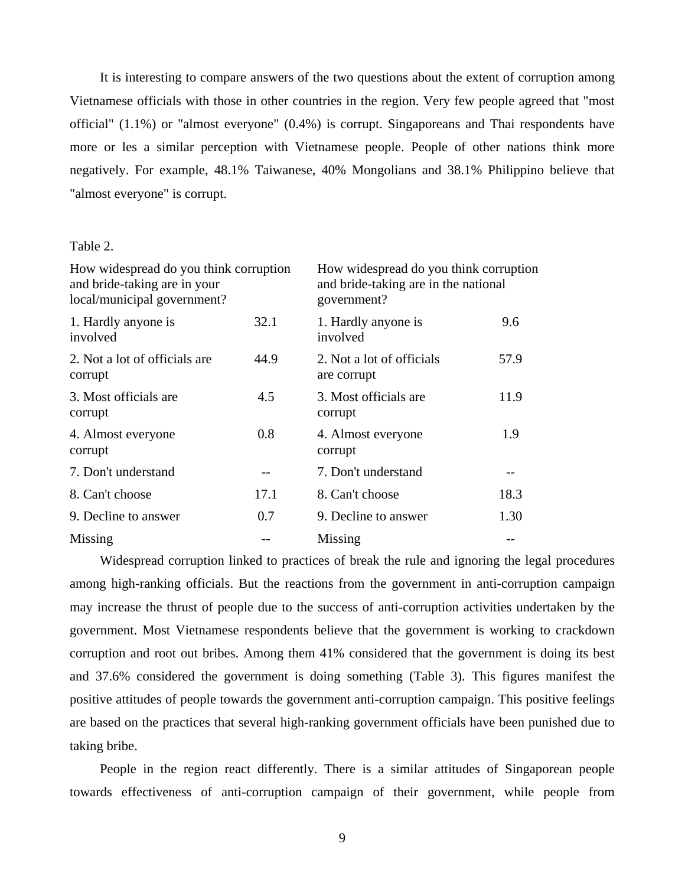It is interesting to compare answers of the two questions about the extent of corruption among Vietnamese officials with those in other countries in the region. Very few people agreed that "most official" (1.1%) or "almost everyone" (0.4%) is corrupt. Singaporeans and Thai respondents have more or les a similar perception with Vietnamese people. People of other nations think more negatively. For example, 48.1% Taiwanese, 40% Mongolians and 38.1% Philippino believe that "almost everyone" is corrupt.

Table 2.

| How widespread do you think corruption and bride-taking are in your local/municipal government? | | How widespread do you think corruption and bride-taking are in the national government? | |
|---|---|---|---|
| 1. Hardly anyone is involved | 32.1 | 1. Hardly anyone is involved | 9.6 |
| 2. Not a lot of officials are corrupt | 44.9 | 2. Not a lot of officials are corrupt | 57.9 |
| 3. Most officials are corrupt | 4.5 | 3. Most officials are corrupt | 11.9 |
| 4. Almost everyone corrupt | 0.8 | 4. Almost everyone corrupt | 1.9 |
| 7. Don't understand | -- | 7. Don't understand | -- |
| 8. Can't choose | 17.1 | 8. Can't choose | 18.3 |
| 9. Decline to answer | 0.7 | 9. Decline to answer | 1.30 |
| Missing | -- | Missing | -- |

Widespread corruption linked to practices of break the rule and ignoring the legal procedures among high-ranking officials. But the reactions from the government in anti-corruption campaign may increase the thrust of people due to the success of anti-corruption activities undertaken by the government. Most Vietnamese respondents believe that the government is working to crackdown corruption and root out bribes. Among them 41% considered that the government is doing its best and 37.6% considered the government is doing something (Table 3). This figures manifest the positive attitudes of people towards the government anti-corruption campaign. This positive feelings are based on the practices that several high-ranking government officials have been punished due to taking bribe.

People in the region react differently. There is a similar attitudes of Singaporean people towards effectiveness of anti-corruption campaign of their government, while people from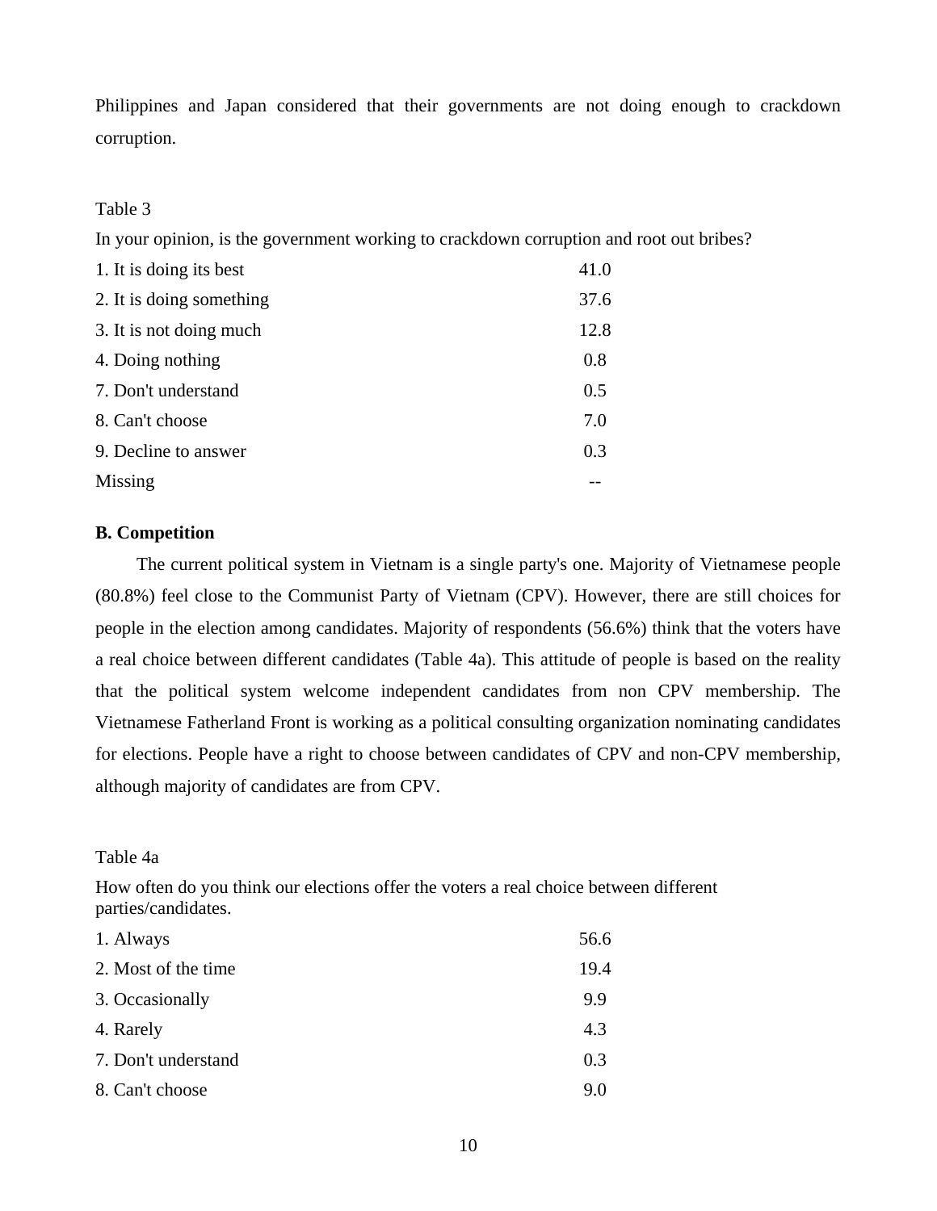Philippines and Japan considered that their governments are not doing enough to crackdown corruption.

Table 3

In your opinion, is the government working to crackdown corruption and root out bribes?

| | |
|---|---|
| 1. It is doing its best | 41.0 |
| 2. It is doing something | 37.6 |
| 3. It is not doing much | 12.8 |
| 4. Doing nothing | 0.8 |
| 7. Don't understand | 0.5 |
| 8. Can't choose | 7.0 |
| 9. Decline to answer | 0.3 |
| Missing | -- |

**B. Competition**

The current political system in Vietnam is a single party's one. Majority of Vietnamese people (80.8%) feel close to the Communist Party of Vietnam (CPV). However, there are still choices for people in the election among candidates. Majority of respondents (56.6%) think that the voters have a real choice between different candidates (Table 4a). This attitude of people is based on the reality that the political system welcome independent candidates from non CPV membership. The Vietnamese Fatherland Front is working as a political consulting organization nominating candidates for elections. People have a right to choose between candidates of CPV and non-CPV membership, although majority of candidates are from CPV.

Table 4a

How often do you think our elections offer the voters a real choice between different parties/candidates.

| | |
|---|---|
| 1. Always | 56.6 |
| 2. Most of the time | 19.4 |
| 3. Occasionally | 9.9 |
| 4. Rarely | 4.3 |
| 7. Don't understand | 0.3 |
| 8. Can't choose | 9.0 |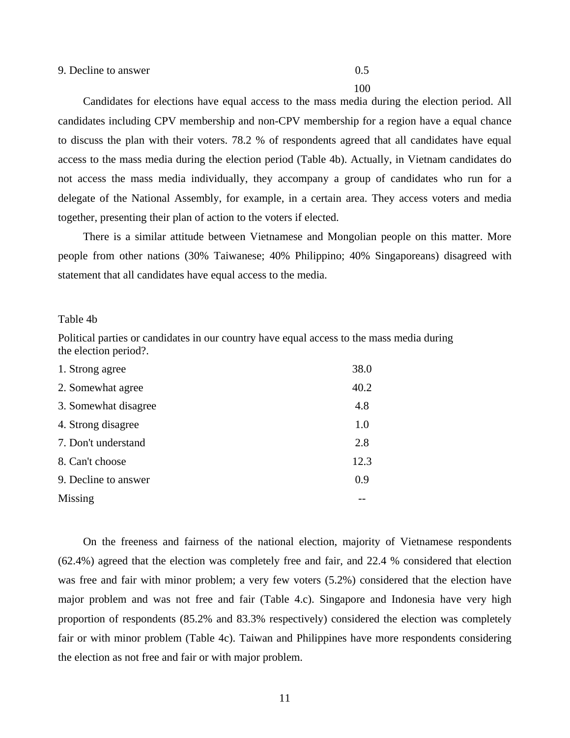| | |
|---|---|
| 9. Decline to answer | 0.5 |
| | 100 |

Candidates for elections have equal access to the mass media during the election period. All candidates including CPV membership and non-CPV membership for a region have a equal chance to discuss the plan with their voters. 78.2 % of respondents agreed that all candidates have equal access to the mass media during the election period (Table 4b). Actually, in Vietnam candidates do not access the mass media individually, they accompany a group of candidates who run for a delegate of the National Assembly, for example, in a certain area. They access voters and media together, presenting their plan of action to the voters if elected.

There is a similar attitude between Vietnamese and Mongolian people on this matter. More people from other nations (30% Taiwanese; 40% Philippino; 40% Singaporeans) disagreed with statement that all candidates have equal access to the media.

Table 4b

Political parties or candidates in our country have equal access to the mass media during the election period?.

| | |
|---|---|
| 1. Strong agree | 38.0 |
| 2. Somewhat agree | 40.2 |
| 3. Somewhat disagree | 4.8 |
| 4. Strong disagree | 1.0 |
| 7. Don't understand | 2.8 |
| 8. Can't choose | 12.3 |
| 9. Decline to answer | 0.9 |
| Missing | -- |

On the freeness and fairness of the national election, majority of Vietnamese respondents (62.4%) agreed that the election was completely free and fair, and 22.4 % considered that election was free and fair with minor problem; a very few voters (5.2%) considered that the election have major problem and was not free and fair (Table 4.c). Singapore and Indonesia have very high proportion of respondents (85.2% and 83.3% respectively) considered the election was completely fair or with minor problem (Table 4c). Taiwan and Philippines have more respondents considering the election as not free and fair or with major problem.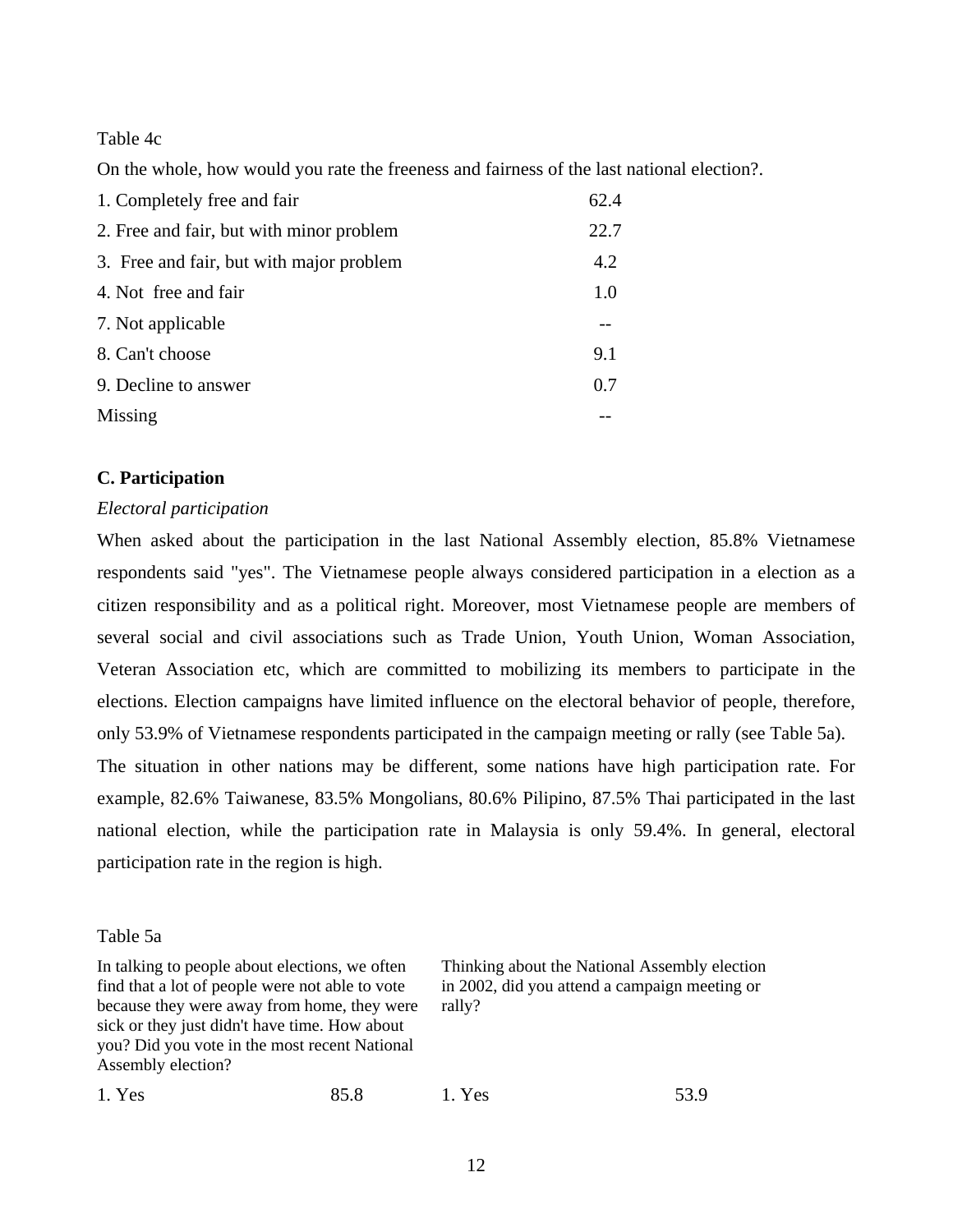Table 4c

On the whole, how would you rate the freeness and fairness of the last national election?.

| | |
|---|---|
| 1. Completely free and fair | 62.4 |
| 2. Free and fair, but with minor problem | 22.7 |
| 3. Free and fair, but with major problem | 4.2 |
| 4. Not free and fair | 1.0 |
| 7. Not applicable | -- |
| 8. Can't choose | 9.1 |
| 9. Decline to answer | 0.7 |
| Missing | -- |

**C. Participation**

*Electoral participation*

When asked about the participation in the last National Assembly election, 85.8% Vietnamese respondents said "yes". The Vietnamese people always considered participation in a election as a citizen responsibility and as a political right. Moreover, most Vietnamese people are members of several social and civil associations such as Trade Union, Youth Union, Woman Association, Veteran Association etc, which are committed to mobilizing its members to participate in the elections. Election campaigns have limited influence on the electoral behavior of people, therefore, only 53.9% of Vietnamese respondents participated in the campaign meeting or rally (see Table 5a).

The situation in other nations may be different, some nations have high participation rate. For example, 82.6% Taiwanese, 83.5% Mongolians, 80.6% Pilipino, 87.5% Thai participated in the last national election, while the participation rate in Malaysia is only 59.4%. In general, electoral participation rate in the region is high.

Table 5a

| In talking to people about elections, we often find that a lot of people were not able to vote because they were away from home, they were sick or they just didn't have time. How about you? Did you vote in the most recent National Assembly election? | | Thinking about the National Assembly election in 2002, did you attend a campaign meeting or rally? | |
|---|---|---|---|
| 1. Yes | 85.8 | 1. Yes | 53.9 |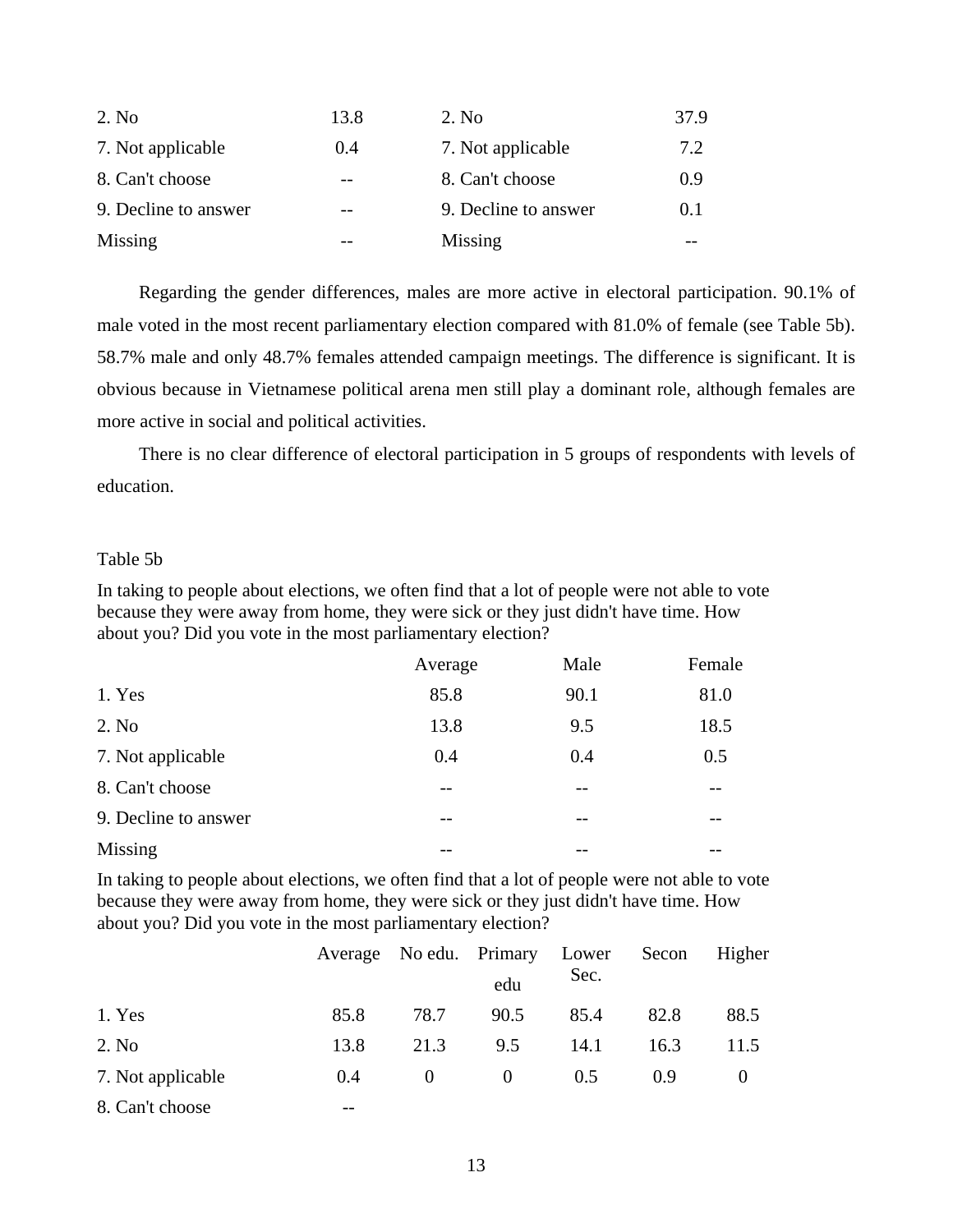| | | | |
|---|---|---|---|
| 2. No | 13.8 | 2. No | 37.9 |
| 7. Not applicable | 0.4 | 7. Not applicable | 7.2 |
| 8. Can't choose | -- | 8. Can't choose | 0.9 |
| 9. Decline to answer | -- | 9. Decline to answer | 0.1 |
| Missing | -- | Missing | -- |

Regarding the gender differences, males are more active in electoral participation. 90.1% of male voted in the most recent parliamentary election compared with 81.0% of female (see Table 5b). 58.7% male and only 48.7% females attended campaign meetings. The difference is significant. It is obvious because in Vietnamese political arena men still play a dominant role, although females are more active in social and political activities.

There is no clear difference of electoral participation in 5 groups of respondents with levels of education.

Table 5b

In taking to people about elections, we often find that a lot of people were not able to vote because they were away from home, they were sick or they just didn't have time. How about you? Did you vote in the most parliamentary election?

| | Average | Male | Female |
|---|---|---|---|
| 1. Yes | 85.8 | 90.1 | 81.0 |
| 2. No | 13.8 | 9.5 | 18.5 |
| 7. Not applicable | 0.4 | 0.4 | 0.5 |
| 8. Can't choose | -- | -- | -- |
| 9. Decline to answer | -- | -- | -- |
| Missing | -- | -- | -- |

In taking to people about elections, we often find that a lot of people were not able to vote because they were away from home, they were sick or they just didn't have time. How about you? Did you vote in the most parliamentary election?

| | Average | No edu. | Primary edu | Lower Sec. | Secon | Higher |
|---|---|---|---|---|---|---|
| 1. Yes | 85.8 | 78.7 | 90.5 | 85.4 | 82.8 | 88.5 |
| 2. No | 13.8 | 21.3 | 9.5 | 14.1 | 16.3 | 11.5 |
| 7. Not applicable | 0.4 | 0 | 0 | 0.5 | 0.9 | 0 |
| 8. Can't choose | -- | | | | | |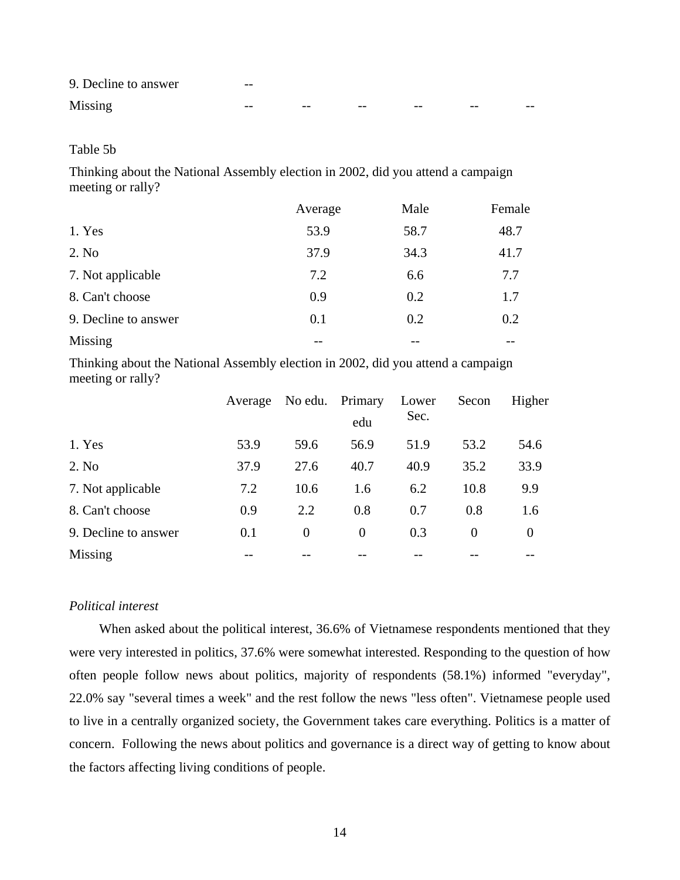| | | | | | | |
|---|---|---|---|---|---|---|
| 9. Decline to answer | -- | | | | | |
| Missing | -- | -- | -- | -- | -- | -- |

Table 5b

Thinking about the National Assembly election in 2002, did you attend a campaign meeting or rally?

| | Average | Male | Female |
|---|---|---|---|
| 1. Yes | 53.9 | 58.7 | 48.7 |
| 2. No | 37.9 | 34.3 | 41.7 |
| 7. Not applicable | 7.2 | 6.6 | 7.7 |
| 8. Can't choose | 0.9 | 0.2 | 1.7 |
| 9. Decline to answer | 0.1 | 0.2 | 0.2 |
| Missing | -- | -- | -- |

Thinking about the National Assembly election in 2002, did you attend a campaign meeting or rally?

| | Average | No edu. | Primary edu | Lower Sec. | Secon | Higher |
|---|---|---|---|---|---|---|
| 1. Yes | 53.9 | 59.6 | 56.9 | 51.9 | 53.2 | 54.6 |
| 2. No | 37.9 | 27.6 | 40.7 | 40.9 | 35.2 | 33.9 |
| 7. Not applicable | 7.2 | 10.6 | 1.6 | 6.2 | 10.8 | 9.9 |
| 8. Can't choose | 0.9 | 2.2 | 0.8 | 0.7 | 0.8 | 1.6 |
| 9. Decline to answer | 0.1 | 0 | 0 | 0.3 | 0 | 0 |
| Missing | -- | -- | -- | -- | -- | -- |

*Political interest*

When asked about the political interest, 36.6% of Vietnamese respondents mentioned that they were very interested in politics, 37.6% were somewhat interested. Responding to the question of how often people follow news about politics, majority of respondents (58.1%) informed "everyday", 22.0% say "several times a week" and the rest follow the news "less often". Vietnamese people used to live in a centrally organized society, the Government takes care everything. Politics is a matter of concern. Following the news about politics and governance is a direct way of getting to know about the factors affecting living conditions of people.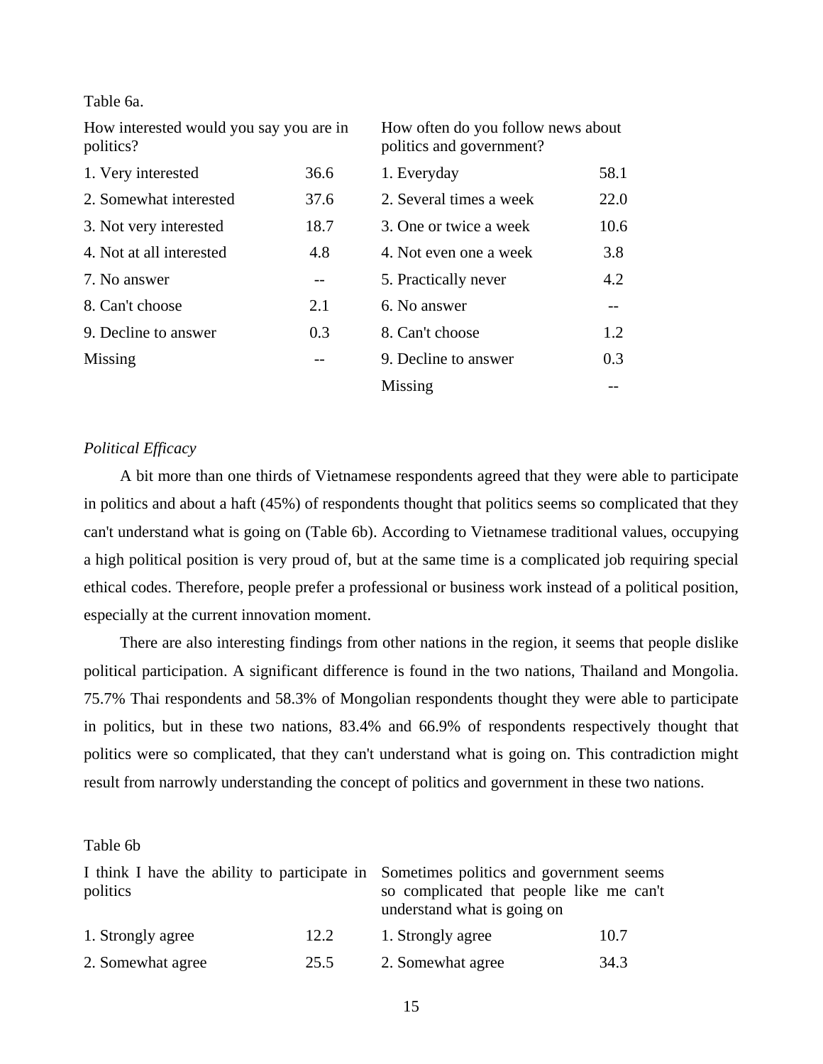Table 6a.

| How interested would you say you are in politics? | | How often do you follow news about politics and government? | |
|---|---|---|---|
| 1. Very interested | 36.6 | 1. Everyday | 58.1 |
| 2. Somewhat interested | 37.6 | 2. Several times a week | 22.0 |
| 3. Not very interested | 18.7 | 3. One or twice a week | 10.6 |
| 4. Not at all interested | 4.8 | 4. Not even one a week | 3.8 |
| 7. No answer | -- | 5. Practically never | 4.2 |
| 8. Can't choose | 2.1 | 6. No answer | -- |
| 9. Decline to answer | 0.3 | 8. Can't choose | 1.2 |
| Missing | -- | 9. Decline to answer | 0.3 |
| | | Missing | -- |

*Political Efficacy*

A bit more than one thirds of Vietnamese respondents agreed that they were able to participate in politics and about a haft (45%) of respondents thought that politics seems so complicated that they can't understand what is going on (Table 6b). According to Vietnamese traditional values, occupying a high political position is very proud of, but at the same time is a complicated job requiring special ethical codes. Therefore, people prefer a professional or business work instead of a political position, especially at the current innovation moment.

There are also interesting findings from other nations in the region, it seems that people dislike political participation. A significant difference is found in the two nations, Thailand and Mongolia. 75.7% Thai respondents and 58.3% of Mongolian respondents thought they were able to participate in politics, but in these two nations, 83.4% and 66.9% of respondents respectively thought that politics were so complicated, that they can't understand what is going on. This contradiction might result from narrowly understanding the concept of politics and government in these two nations.

Table 6b

| I think I have the ability to participate in politics | | Sometimes politics and government seems so complicated that people like me can't understand what is going on | |
|---|---|---|---|
| 1. Strongly agree | 12.2 | 1. Strongly agree | 10.7 |
| 2. Somewhat agree | 25.5 | 2. Somewhat agree | 34.3 |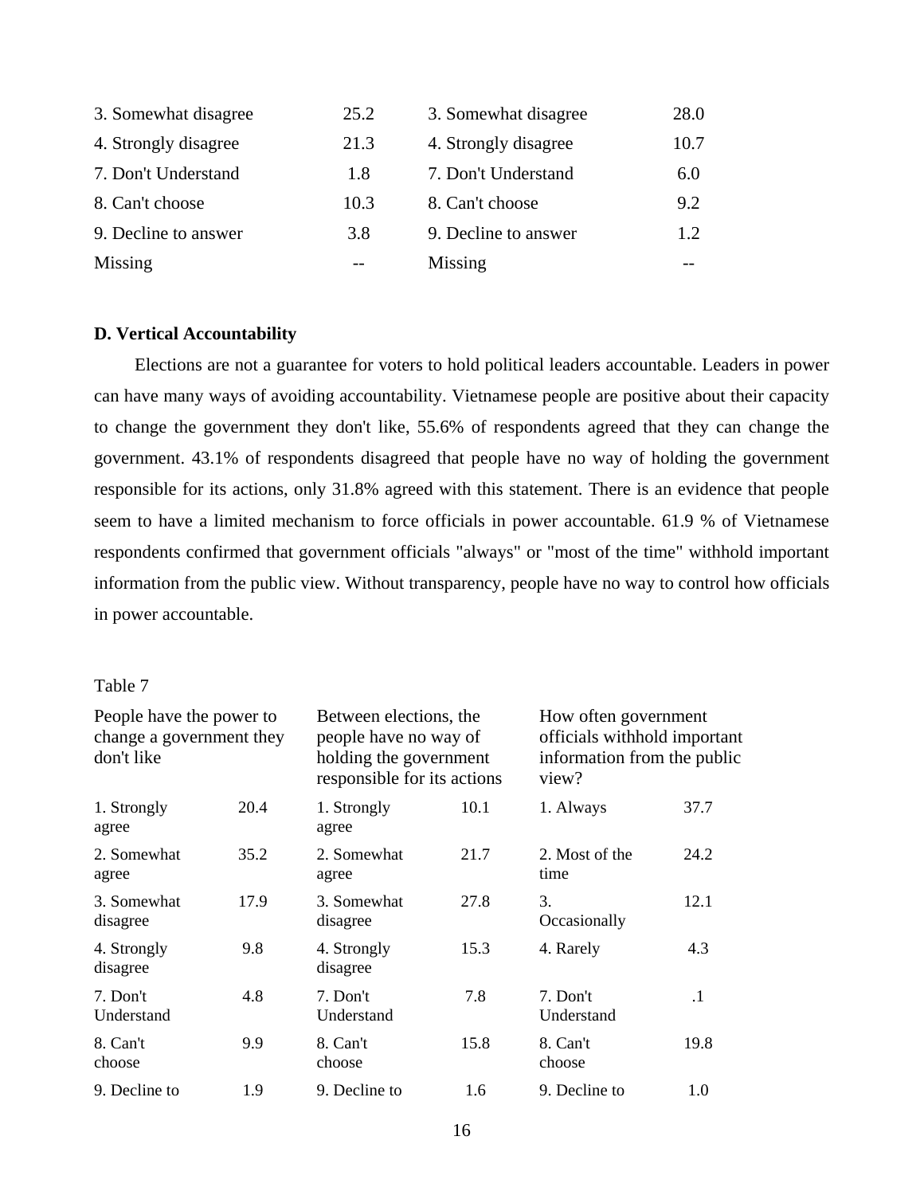| | | | |
|---|---|---|---|
| 3. Somewhat disagree | 25.2 | 3. Somewhat disagree | 28.0 |
| 4. Strongly disagree | 21.3 | 4. Strongly disagree | 10.7 |
| 7. Don't Understand | 1.8 | 7. Don't Understand | 6.0 |
| 8. Can't choose | 10.3 | 8. Can't choose | 9.2 |
| 9. Decline to answer | 3.8 | 9. Decline to answer | 1.2 |
| Missing | -- | Missing | -- |

**D. Vertical Accountability**

Elections are not a guarantee for voters to hold political leaders accountable. Leaders in power can have many ways of avoiding accountability. Vietnamese people are positive about their capacity to change the government they don't like, 55.6% of respondents agreed that they can change the government. 43.1% of respondents disagreed that people have no way of holding the government responsible for its actions, only 31.8% agreed with this statement. There is an evidence that people seem to have a limited mechanism to force officials in power accountable. 61.9 % of Vietnamese respondents confirmed that government officials "always" or "most of the time" withhold important information from the public view. Without transparency, people have no way to control how officials in power accountable.

Table 7

| People have the power to change a government they don't like | | Between elections, the people have no way of holding the government responsible for its actions | | How often government officials withhold important information from the public view? | |
|---|---|---|---|---|---|
| 1. Strongly agree | 20.4 | 1. Strongly agree | 10.1 | 1. Always | 37.7 |
| 2. Somewhat agree | 35.2 | 2. Somewhat agree | 21.7 | 2. Most of the time | 24.2 |
| 3. Somewhat disagree | 17.9 | 3. Somewhat disagree | 27.8 | 3. Occasionally | 12.1 |
| 4. Strongly disagree | 9.8 | 4. Strongly disagree | 15.3 | 4. Rarely | 4.3 |
| 7. Don't Understand | 4.8 | 7. Don't Understand | 7.8 | 7. Don't Understand | .1 |
| 8. Can't choose | 9.9 | 8. Can't choose | 15.8 | 8. Can't choose | 19.8 |
| 9. Decline to | 1.9 | 9. Decline to | 1.6 | 9. Decline to | 1.0 |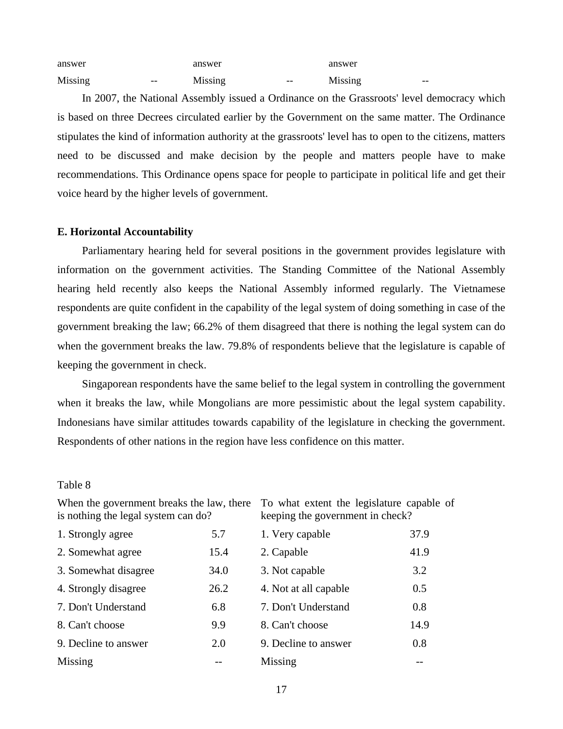| | | | | | |
|---|---|---|---|---|---|
| answer | | answer | | answer | |
| Missing | -- | Missing | -- | Missing | -- |

In 2007, the National Assembly issued a Ordinance on the Grassroots' level democracy which is based on three Decrees circulated earlier by the Government on the same matter. The Ordinance stipulates the kind of information authority at the grassroots' level has to open to the citizens, matters need to be discussed and make decision by the people and matters people have to make recommendations. This Ordinance opens space for people to participate in political life and get their voice heard by the higher levels of government.

**E. Horizontal Accountability**

Parliamentary hearing held for several positions in the government provides legislature with information on the government activities. The Standing Committee of the National Assembly hearing held recently also keeps the National Assembly informed regularly. The Vietnamese respondents are quite confident in the capability of the legal system of doing something in case of the government breaking the law; 66.2% of them disagreed that there is nothing the legal system can do when the government breaks the law. 79.8% of respondents believe that the legislature is capable of keeping the government in check.

Singaporean respondents have the same belief to the legal system in controlling the government when it breaks the law, while Mongolians are more pessimistic about the legal system capability. Indonesians have similar attitudes towards capability of the legislature in checking the government. Respondents of other nations in the region have less confidence on this matter.

Table 8

| When the government breaks the law, there is nothing the legal system can do? | | To what extent the legislature capable of keeping the government in check? | |
|---|---|---|---|
| 1. Strongly agree | 5.7 | 1. Very capable | 37.9 |
| 2. Somewhat agree | 15.4 | 2. Capable | 41.9 |
| 3. Somewhat disagree | 34.0 | 3. Not capable | 3.2 |
| 4. Strongly disagree | 26.2 | 4. Not at all capable | 0.5 |
| 7. Don't Understand | 6.8 | 7. Don't Understand | 0.8 |
| 8. Can't choose | 9.9 | 8. Can't choose | 14.9 |
| 9. Decline to answer | 2.0 | 9. Decline to answer | 0.8 |
| Missing | -- | Missing | -- |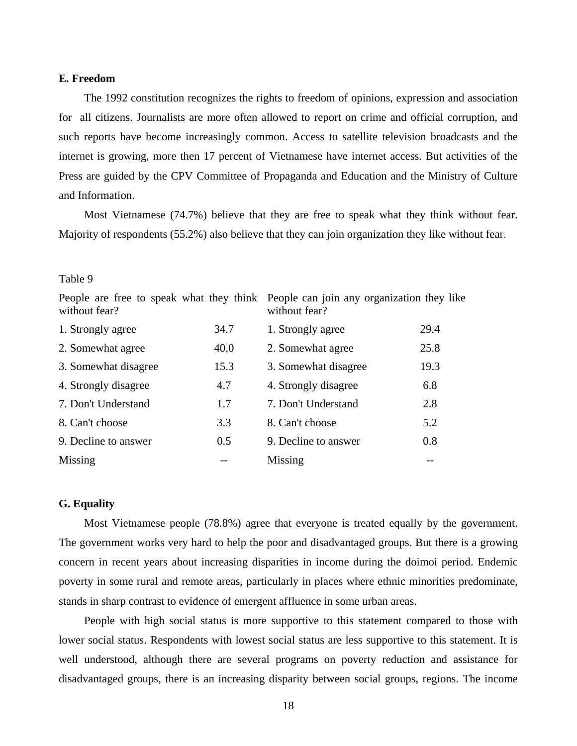### E. Freedom

The 1992 constitution recognizes the rights to freedom of opinions, expression and association for all citizens. Journalists are more often allowed to report on crime and official corruption, and such reports have become increasingly common. Access to satellite television broadcasts and the internet is growing, more then 17 percent of Vietnamese have internet access. But activities of the Press are guided by the CPV Committee of Propaganda and Education and the Ministry of Culture and Information.

Most Vietnamese (74.7%) believe that they are free to speak what they think without fear. Majority of respondents (55.2%) also believe that they can join organization they like without fear.

Table 9

| People are free to speak what they think without fear? | | People can join any organization they like without fear? | |
|---|---|---|---|
| 1. Strongly agree | 34.7 | 1. Strongly agree | 29.4 |
| 2. Somewhat agree | 40.0 | 2. Somewhat agree | 25.8 |
| 3. Somewhat disagree | 15.3 | 3. Somewhat disagree | 19.3 |
| 4. Strongly disagree | 4.7 | 4. Strongly disagree | 6.8 |
| 7. Don't Understand | 1.7 | 7. Don't Understand | 2.8 |
| 8. Can't choose | 3.3 | 8. Can't choose | 5.2 |
| 9. Decline to answer | 0.5 | 9. Decline to answer | 0.8 |
| Missing | -- | Missing | -- |

### G. Equality

Most Vietnamese people (78.8%) agree that everyone is treated equally by the government. The government works very hard to help the poor and disadvantaged groups. But there is a growing concern in recent years about increasing disparities in income during the doimoi period. Endemic poverty in some rural and remote areas, particularly in places where ethnic minorities predominate, stands in sharp contrast to evidence of emergent affluence in some urban areas.

People with high social status is more supportive to this statement compared to those with lower social status. Respondents with lowest social status are less supportive to this statement. It is well understood, although there are several programs on poverty reduction and assistance for disadvantaged groups, there is an increasing disparity between social groups, regions. The income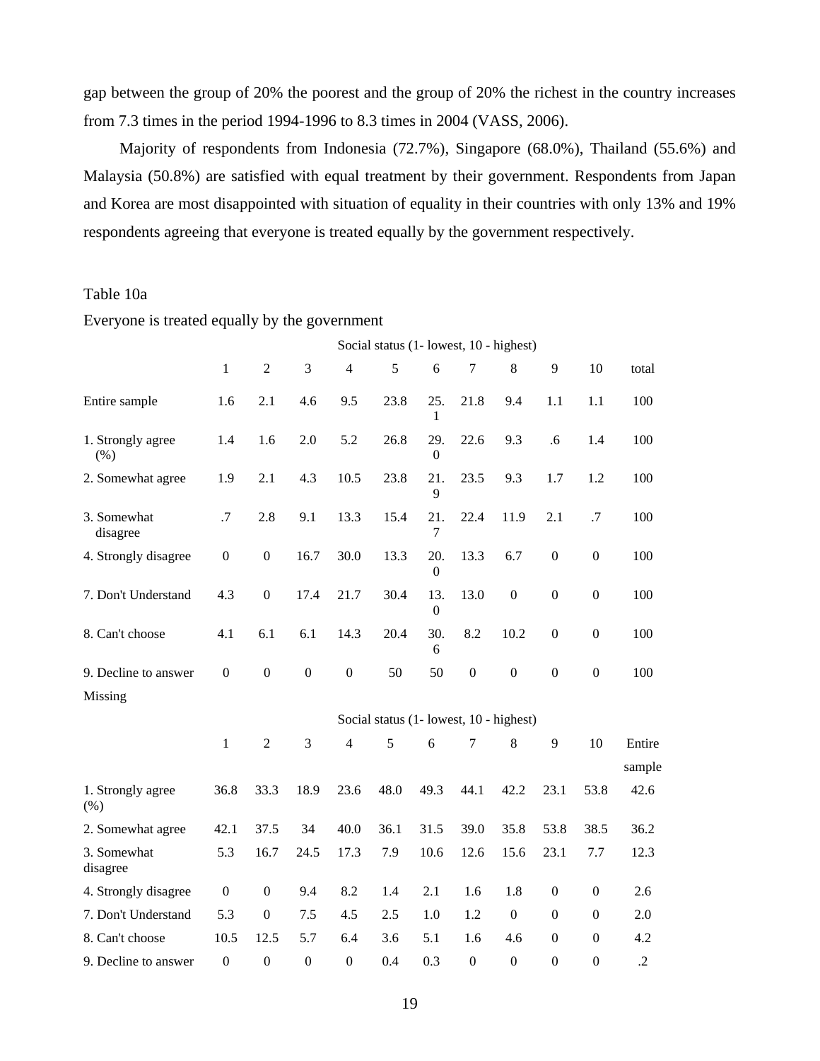gap between the group of 20% the poorest and the group of 20% the richest in the country increases from 7.3 times in the period 1994-1996 to 8.3 times in 2004 (VASS, 2006).

Majority of respondents from Indonesia (72.7%), Singapore (68.0%), Thailand (55.6%) and Malaysia (50.8%) are satisfied with equal treatment by their government. Respondents from Japan and Korea are most disappointed with situation of equality in their countries with only 13% and 19% respondents agreeing that everyone is treated equally by the government respectively.

Table 10a

Everyone is treated equally by the government

| | Social status (1- lowest, 10 - highest) | | | | | | | | | | |
|---|---|---|---|---|---|---|---|---|---|---|---|
| | 1 | 2 | 3 | 4 | 5 | 6 | 7 | 8 | 9 | 10 | total |
| Entire sample | 1.6 | 2.1 | 4.6 | 9.5 | 23.8 | 25.1 | 21.8 | 9.4 | 1.1 | 1.1 | 100 |
| 1. Strongly agree (%) | 1.4 | 1.6 | 2.0 | 5.2 | 26.8 | 29.0 | 22.6 | 9.3 | .6 | 1.4 | 100 |
| 2. Somewhat agree | 1.9 | 2.1 | 4.3 | 10.5 | 23.8 | 21.9 | 23.5 | 9.3 | 1.7 | 1.2 | 100 |
| 3. Somewhat disagree | .7 | 2.8 | 9.1 | 13.3 | 15.4 | 21.7 | 22.4 | 11.9 | 2.1 | .7 | 100 |
| 4. Strongly disagree | 0 | 0 | 16.7 | 30.0 | 13.3 | 20.0 | 13.3 | 6.7 | 0 | 0 | 100 |
| 7. Don't Understand | 4.3 | 0 | 17.4 | 21.7 | 30.4 | 13.0 | 13.0 | 0 | 0 | 0 | 100 |
| 8. Can't choose | 4.1 | 6.1 | 6.1 | 14.3 | 20.4 | 30.6 | 8.2 | 10.2 | 0 | 0 | 100 |
| 9. Decline to answer | 0 | 0 | 0 | 0 | 50 | 50 | 0 | 0 | 0 | 0 | 100 |
| Missing | | | | | | | | | | | |

| | Social status (1- lowest, 10 - highest) | | | | | | | | | | |
|---|---|---|---|---|---|---|---|---|---|---|---|
| | 1 | 2 | 3 | 4 | 5 | 6 | 7 | 8 | 9 | 10 | Entire sample |
| 1. Strongly agree (%) | 36.8 | 33.3 | 18.9 | 23.6 | 48.0 | 49.3 | 44.1 | 42.2 | 23.1 | 53.8 | 42.6 |
| 2. Somewhat agree | 42.1 | 37.5 | 34 | 40.0 | 36.1 | 31.5 | 39.0 | 35.8 | 53.8 | 38.5 | 36.2 |
| 3. Somewhat disagree | 5.3 | 16.7 | 24.5 | 17.3 | 7.9 | 10.6 | 12.6 | 15.6 | 23.1 | 7.7 | 12.3 |
| 4. Strongly disagree | 0 | 0 | 9.4 | 8.2 | 1.4 | 2.1 | 1.6 | 1.8 | 0 | 0 | 2.6 |
| 7. Don't Understand | 5.3 | 0 | 7.5 | 4.5 | 2.5 | 1.0 | 1.2 | 0 | 0 | 0 | 2.0 |
| 8. Can't choose | 10.5 | 12.5 | 5.7 | 6.4 | 3.6 | 5.1 | 1.6 | 4.6 | 0 | 0 | 4.2 |
| 9. Decline to answer | 0 | 0 | 0 | 0 | 0.4 | 0.3 | 0 | 0 | 0 | 0 | .2 |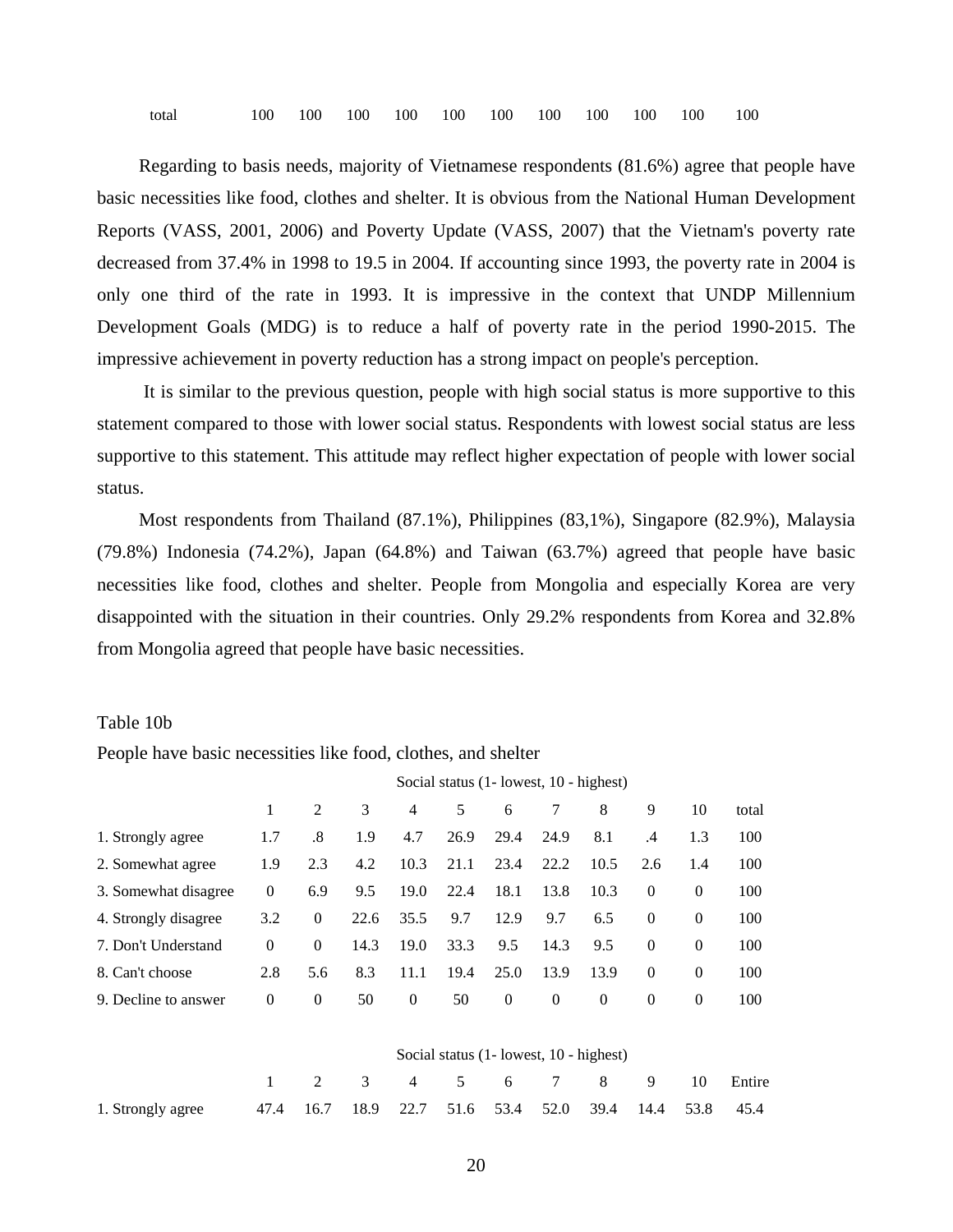| total | 100 | 100 | 100 | 100 | 100 | 100 | 100 | 100 | 100 | 100 | 100 |
|---|---|---|---|---|---|---|---|---|---|---|---|

Regarding to basis needs, majority of Vietnamese respondents (81.6%) agree that people have basic necessities like food, clothes and shelter. It is obvious from the National Human Development Reports (VASS, 2001, 2006) and Poverty Update (VASS, 2007) that the Vietnam's poverty rate decreased from 37.4% in 1998 to 19.5 in 2004. If accounting since 1993, the poverty rate in 2004 is only one third of the rate in 1993. It is impressive in the context that UNDP Millennium Development Goals (MDG) is to reduce a half of poverty rate in the period 1990-2015. The impressive achievement in poverty reduction has a strong impact on people's perception.

It is similar to the previous question, people with high social status is more supportive to this statement compared to those with lower social status. Respondents with lowest social status are less supportive to this statement. This attitude may reflect higher expectation of people with lower social status.

Most respondents from Thailand (87.1%), Philippines (83,1%), Singapore (82.9%), Malaysia (79.8%) Indonesia (74.2%), Japan (64.8%) and Taiwan (63.7%) agreed that people have basic necessities like food, clothes and shelter. People from Mongolia and especially Korea are very disappointed with the situation in their countries. Only 29.2% respondents from Korea and 32.8% from Mongolia agreed that people have basic necessities.

Table 10b

People have basic necessities like food, clothes, and shelter

| | Social status (1- lowest, 10 - highest) | | | | | | | | | | |
|---|---|---|---|---|---|---|---|---|---|---|---|
| | 1 | 2 | 3 | 4 | 5 | 6 | 7 | 8 | 9 | 10 | total |
| 1. Strongly agree | 1.7 | .8 | 1.9 | 4.7 | 26.9 | 29.4 | 24.9 | 8.1 | .4 | 1.3 | 100 |
| 2. Somewhat agree | 1.9 | 2.3 | 4.2 | 10.3 | 21.1 | 23.4 | 22.2 | 10.5 | 2.6 | 1.4 | 100 |
| 3. Somewhat disagree | 0 | 6.9 | 9.5 | 19.0 | 22.4 | 18.1 | 13.8 | 10.3 | 0 | 0 | 100 |
| 4. Strongly disagree | 3.2 | 0 | 22.6 | 35.5 | 9.7 | 12.9 | 9.7 | 6.5 | 0 | 0 | 100 |
| 7. Don't Understand | 0 | 0 | 14.3 | 19.0 | 33.3 | 9.5 | 14.3 | 9.5 | 0 | 0 | 100 |
| 8. Can't choose | 2.8 | 5.6 | 8.3 | 11.1 | 19.4 | 25.0 | 13.9 | 13.9 | 0 | 0 | 100 |
| 9. Decline to answer | 0 | 0 | 50 | 0 | 50 | 0 | 0 | 0 | 0 | 0 | 100 |

| | Social status (1- lowest, 10 - highest) | | | | | | | | | | |
|---|---|---|---|---|---|---|---|---|---|---|---|
| | 1 | 2 | 3 | 4 | 5 | 6 | 7 | 8 | 9 | 10 | Entire |
| 1. Strongly agree | 47.4 | 16.7 | 18.9 | 22.7 | 51.6 | 53.4 | 52.0 | 39.4 | 14.4 | 53.8 | 45.4 |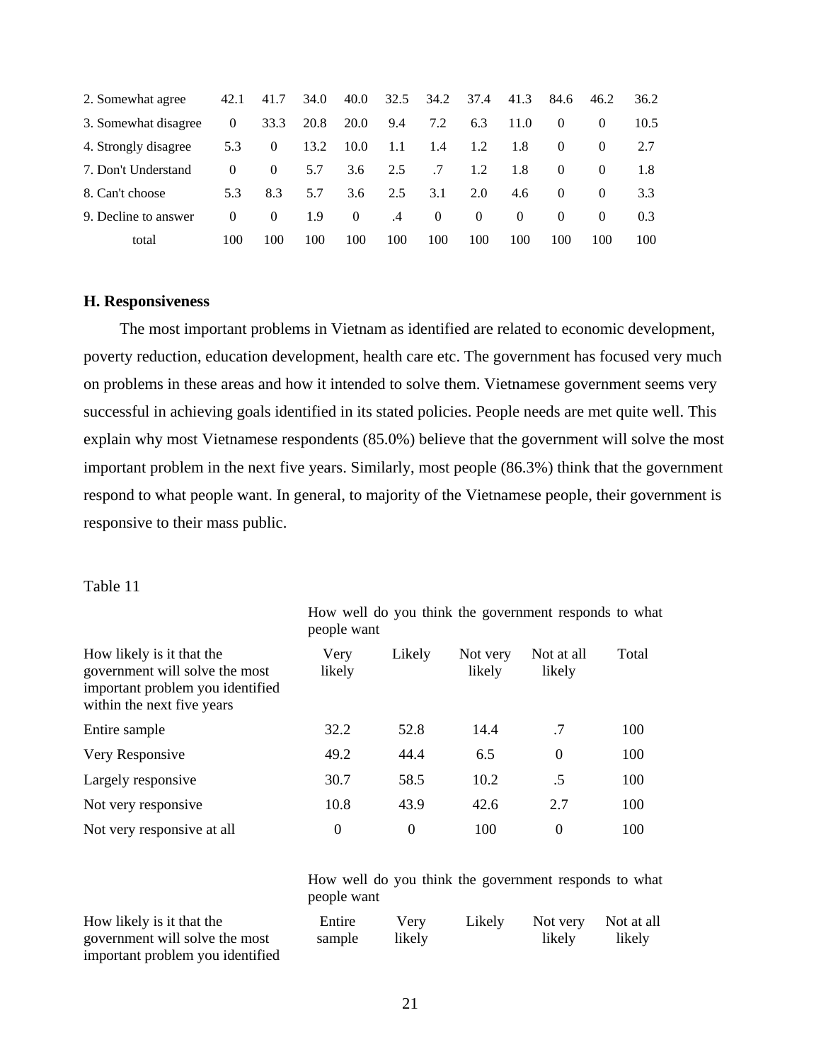| | | | | | | | | | | | |
|---|---|---|---|---|---|---|---|---|---|---|---|
| 2. Somewhat agree | 42.1 | 41.7 | 34.0 | 40.0 | 32.5 | 34.2 | 37.4 | 41.3 | 84.6 | 46.2 | 36.2 |
| 3. Somewhat disagree | 0 | 33.3 | 20.8 | 20.0 | 9.4 | 7.2 | 6.3 | 11.0 | 0 | 0 | 10.5 |
| 4. Strongly disagree | 5.3 | 0 | 13.2 | 10.0 | 1.1 | 1.4 | 1.2 | 1.8 | 0 | 0 | 2.7 |
| 7. Don't Understand | 0 | 0 | 5.7 | 3.6 | 2.5 | .7 | 1.2 | 1.8 | 0 | 0 | 1.8 |
| 8. Can't choose | 5.3 | 8.3 | 5.7 | 3.6 | 2.5 | 3.1 | 2.0 | 4.6 | 0 | 0 | 3.3 |
| 9. Decline to answer | 0 | 0 | 1.9 | 0 | .4 | 0 | 0 | 0 | 0 | 0 | 0.3 |
| total | 100 | 100 | 100 | 100 | 100 | 100 | 100 | 100 | 100 | 100 | 100 |

### H. Responsiveness

The most important problems in Vietnam as identified are related to economic development, poverty reduction, education development, health care etc. The government has focused very much on problems in these areas and how it intended to solve them. Vietnamese government seems very successful in achieving goals identified in its stated policies. People needs are met quite well. This explain why most Vietnamese respondents (85.0%) believe that the government will solve the most important problem in the next five years. Similarly, most people (86.3%) think that the government respond to what people want. In general, to majority of the Vietnamese people, their government is responsive to their mass public.

Table 11

| | How well do you think the government responds to what people want | | | | |
|---|---|---|---|---|---|
| How likely is it that the government will solve the most important problem you identified within the next five years | Very likely | Likely | Not very likely | Not at all likely | Total |
| Entire sample | 32.2 | 52.8 | 14.4 | .7 | 100 |
| Very Responsive | 49.2 | 44.4 | 6.5 | 0 | 100 |
| Largely responsive | 30.7 | 58.5 | 10.2 | .5 | 100 |
| Not very responsive | 10.8 | 43.9 | 42.6 | 2.7 | 100 |
| Not very responsive at all | 0 | 0 | 100 | 0 | 100 |

| | How well do you think the government responds to what people want | | | | |
|---|---|---|---|---|---|
| How likely is it that the government will solve the most important problem you identified | Entire sample | Very likely | Likely | Not very likely | Not at all likely |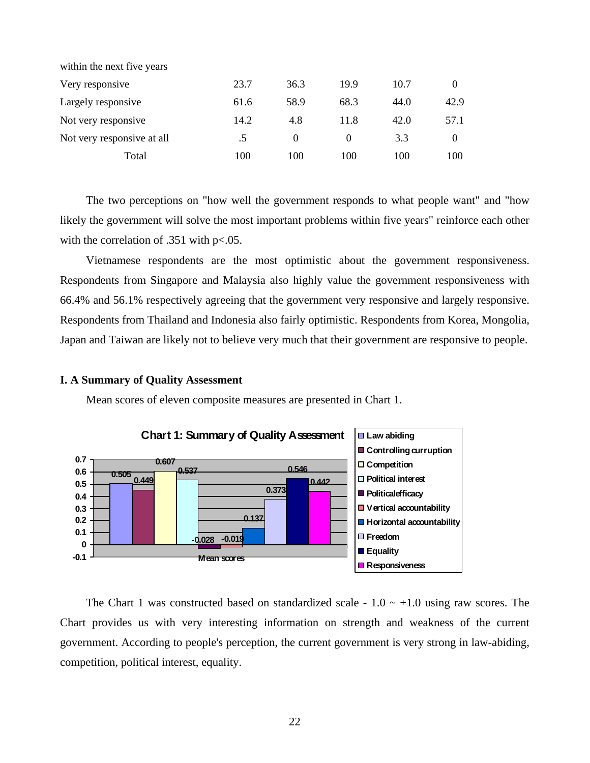| within the next five years | | | | | |
|---|---|---|---|---|---|
| Very responsive | 23.7 | 36.3 | 19.9 | 10.7 | 0 |
| Largely responsive | 61.6 | 58.9 | 68.3 | 44.0 | 42.9 |
| Not very responsive | 14.2 | 4.8 | 11.8 | 42.0 | 57.1 |
| Not very responsive at all | .5 | 0 | 0 | 3.3 | 0 |
| Total | 100 | 100 | 100 | 100 | 100 |

The two perceptions on "how well the government responds to what people want" and "how likely the government will solve the most important problems within five years" reinforce each other with the correlation of .351 with $p<.05$.

Vietnamese respondents are the most optimistic about the government responsiveness. Respondents from Singapore and Malaysia also highly value the government responsiveness with 66.4% and 56.1% respectively agreeing that the government very responsive and largely responsive. Respondents from Thailand and Indonesia also fairly optimistic. Respondents from Korea, Mongolia, Japan and Taiwan are likely not to believe very much that their government are responsive to people.

### I. A Summary of Quality Assessment

Mean scores of eleven composite measures are presented in Chart 1.

**Chart 1: Summary of Quality Assessment**

| Mean scores | Value |
|---|---|
| Law abiding | 0.505 |
| Controlling curruption | 0.449 |
| Competition | 0.607 |
| Political interest | 0.537 |
| Politicalefficacy | -0.028 |
| Vertical accountability | -0.019 |
| Horizontal accountability | 0.137 |
| Freedom | 0.373 |
| Equality | 0.546 |
| Responsiveness | 0.442 |

The Chart 1 was constructed based on standardized scale - 1.0 ~ +1.0 using raw scores. The Chart provides us with very interesting information on strength and weakness of the current government. According to people's perception, the current government is very strong in law-abiding, competition, political interest, equality.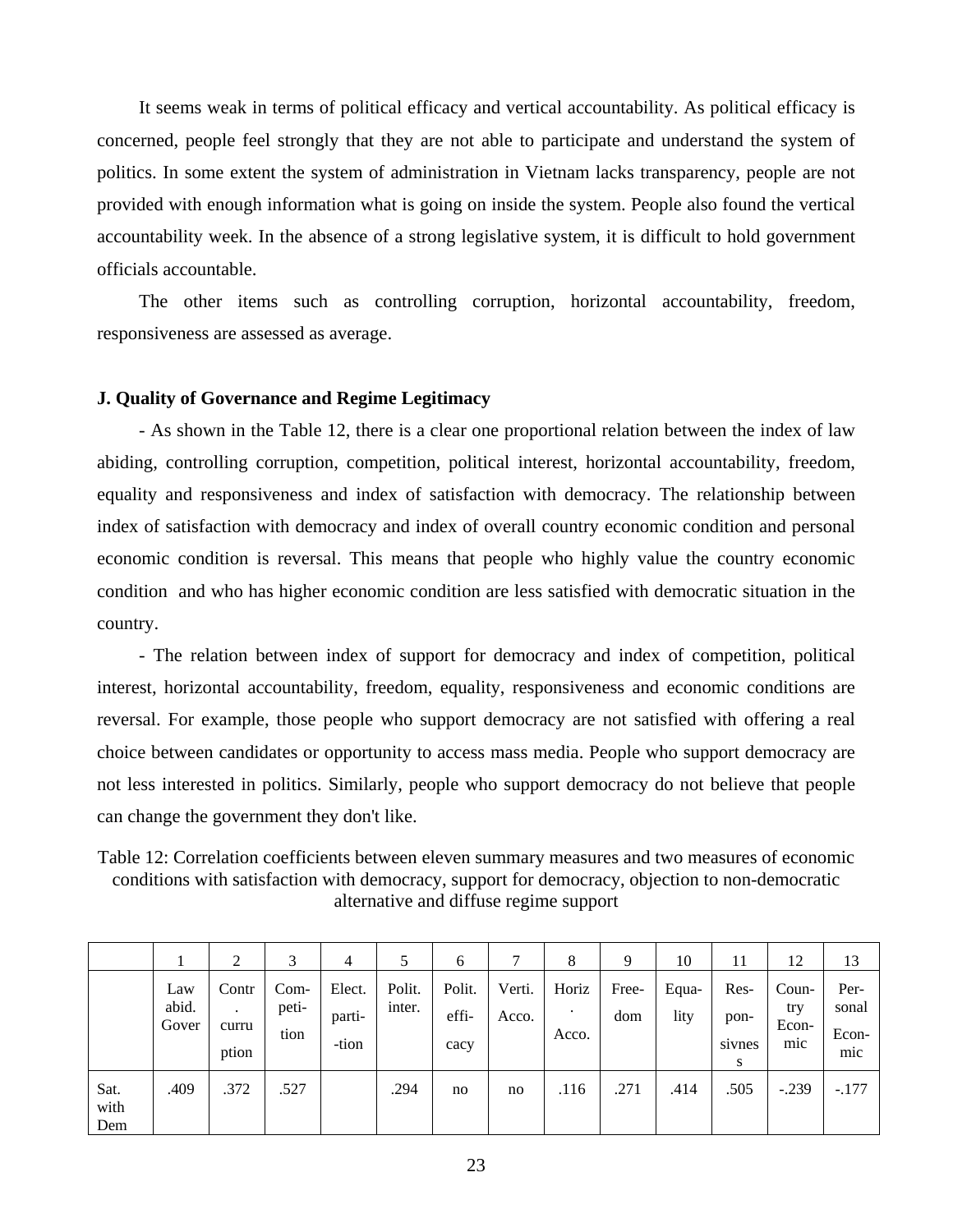It seems weak in terms of political efficacy and vertical accountability. As political efficacy is concerned, people feel strongly that they are not able to participate and understand the system of politics. In some extent the system of administration in Vietnam lacks transparency, people are not provided with enough information what is going on inside the system. People also found the vertical accountability week. In the absence of a strong legislative system, it is difficult to hold government officials accountable.

The other items such as controlling corruption, horizontal accountability, freedom, responsiveness are assessed as average.

**J. Quality of Governance and Regime Legitimacy**

- As shown in the Table 12, there is a clear one proportional relation between the index of law abiding, controlling corruption, competition, political interest, horizontal accountability, freedom, equality and responsiveness and index of satisfaction with democracy. The relationship between index of satisfaction with democracy and index of overall country economic condition and personal economic condition is reversal. This means that people who highly value the country economic condition and who has higher economic condition are less satisfied with democratic situation in the country.

- The relation between index of support for democracy and index of competition, political interest, horizontal accountability, freedom, equality, responsiveness and economic conditions are reversal. For example, those people who support democracy are not satisfied with offering a real choice between candidates or opportunity to access mass media. People who support democracy are not less interested in politics. Similarly, people who support democracy do not believe that people can change the government they don't like.

Table 12: Correlation coefficients between eleven summary measures and two measures of economic conditions with satisfaction with democracy, support for democracy, objection to non-democratic alternative and diffuse regime support

| | 1 | 2 | 3 | 4 | 5 | 6 | 7 | 8 | 9 | 10 | 11 | 12 | 13 |
|---|---|---|---|---|---|---|---|---|---|---|---|---|---|
| | Law abid. Gover | Contr. curruption | Com-petition | Elect. parti-tion | Polit. inter. | Polit. effi-cacy | Verti. Acco. | Horiz. Acco. | Free-dom | Equa-lity | Res-ponsivness | Coun-try Econ-mic | Per-sonal Econ-mic |
| Sat. with Dem | .409 | .372 | .527 | | .294 | no | no | .116 | .271 | .414 | .505 | -.239 | -.177 |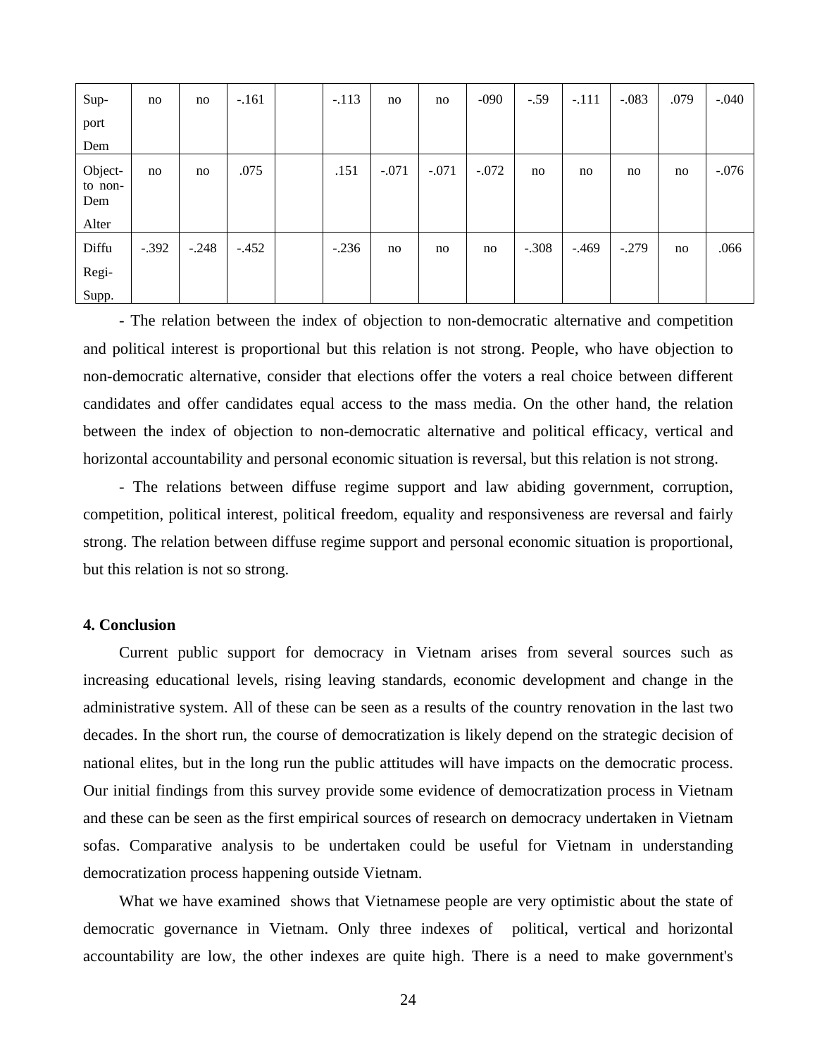| Sup-port Dem | no | no | -.161 | | -.113 | no | no | -090 | -.59 | -.111 | -.083 | .079 | -.040 |
|---|---|---|---|---|---|---|---|---|---|---|---|---|---|
| Object-to non-Dem Alter | no | no | .075 | | .151 | -.071 | -.071 | -.072 | no | no | no | no | -.076 |
| Diffu Regi-Supp. | -.392 | -.248 | -.452 | | -.236 | no | no | no | -.308 | -.469 | -.279 | no | .066 |

- The relation between the index of objection to non-democratic alternative and competition and political interest is proportional but this relation is not strong. People, who have objection to non-democratic alternative, consider that elections offer the voters a real choice between different candidates and offer candidates equal access to the mass media. On the other hand, the relation between the index of objection to non-democratic alternative and political efficacy, vertical and horizontal accountability and personal economic situation is reversal, but this relation is not strong.

- The relations between diffuse regime support and law abiding government, corruption, competition, political interest, political freedom, equality and responsiveness are reversal and fairly strong. The relation between diffuse regime support and personal economic situation is proportional, but this relation is not so strong.

**4. Conclusion**

Current public support for democracy in Vietnam arises from several sources such as increasing educational levels, rising leaving standards, economic development and change in the administrative system. All of these can be seen as a results of the country renovation in the last two decades. In the short run, the course of democratization is likely depend on the strategic decision of national elites, but in the long run the public attitudes will have impacts on the democratic process. Our initial findings from this survey provide some evidence of democratization process in Vietnam and these can be seen as the first empirical sources of research on democracy undertaken in Vietnam sofas. Comparative analysis to be undertaken could be useful for Vietnam in understanding democratization process happening outside Vietnam.

What we have examined shows that Vietnamese people are very optimistic about the state of democratic governance in Vietnam. Only three indexes of political, vertical and horizontal accountability are low, the other indexes are quite high. There is a need to make government's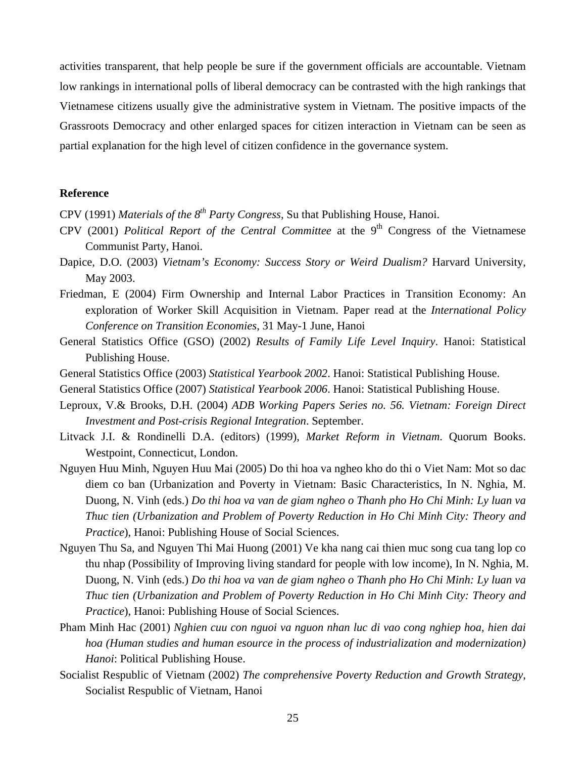activities transparent, that help people be sure if the government officials are accountable. Vietnam low rankings in international polls of liberal democracy can be contrasted with the high rankings that Vietnamese citizens usually give the administrative system in Vietnam. The positive impacts of the Grassroots Democracy and other enlarged spaces for citizen interaction in Vietnam can be seen as partial explanation for the high level of citizen confidence in the governance system.

## Reference

CPV (1991) *Materials of the 8th Party Congress*, Su that Publishing House, Hanoi.

CPV (2001) *Political Report of the Central Committee* at the 9th Congress of the Vietnamese Communist Party, Hanoi.

Dapice, D.O. (2003) *Vietnam's Economy: Success Story or Weird Dualism?* Harvard University, May 2003.

Friedman, E (2004) Firm Ownership and Internal Labor Practices in Transition Economy: An exploration of Worker Skill Acquisition in Vietnam. Paper read at the *International Policy Conference on Transition Economies*, 31 May-1 June, Hanoi

General Statistics Office (GSO) (2002) *Results of Family Life Level Inquiry*. Hanoi: Statistical Publishing House.

General Statistics Office (2003) *Statistical Yearbook 2002*. Hanoi: Statistical Publishing House.

General Statistics Office (2007) *Statistical Yearbook 2006*. Hanoi: Statistical Publishing House.

Leproux, V.& Brooks, D.H. (2004) *ADB Working Papers Series no. 56. Vietnam: Foreign Direct Investment and Post-crisis Regional Integration*. September.

Litvack J.I. & Rondinelli D.A. (editors) (1999), *Market Reform in Vietnam*. Quorum Books. Westpoint, Connecticut, London.

Nguyen Huu Minh, Nguyen Huu Mai (2005) Do thi hoa va ngheo kho do thi o Viet Nam: Mot so dac diem co ban (Urbanization and Poverty in Vietnam: Basic Characteristics, In N. Nghia, M. Duong, N. Vinh (eds.) *Do thi hoa va van de giam ngheo o Thanh pho Ho Chi Minh: Ly luan va Thuc tien (Urbanization and Problem of Poverty Reduction in Ho Chi Minh City: Theory and Practice*), Hanoi: Publishing House of Social Sciences.

Nguyen Thu Sa, and Nguyen Thi Mai Huong (2001) Ve kha nang cai thien muc song cua tang lop co thu nhap (Possibility of Improving living standard for people with low income), In N. Nghia, M. Duong, N. Vinh (eds.) *Do thi hoa va van de giam ngheo o Thanh pho Ho Chi Minh: Ly luan va Thuc tien (Urbanization and Problem of Poverty Reduction in Ho Chi Minh City: Theory and Practice*), Hanoi: Publishing House of Social Sciences.

Pham Minh Hac (2001) *Nghien cuu con nguoi va nguon nhan luc di vao cong nghiep hoa, hien dai hoa (Human studies and human esource in the process of industrialization and modernization) Hanoi*: Political Publishing House.

Socialist Respublic of Vietnam (2002) *The comprehensive Poverty Reduction and Growth Strategy*, Socialist Respublic of Vietnam, Hanoi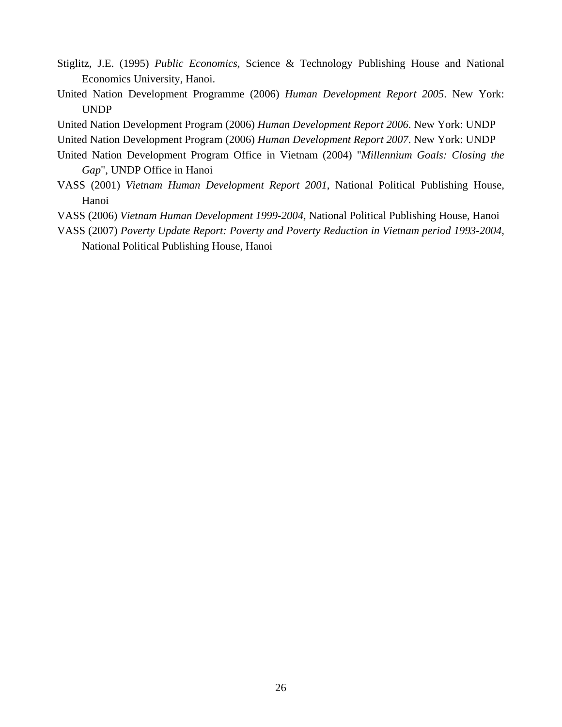Stiglitz, J.E. (1995) *Public Economics*, Science & Technology Publishing House and National Economics University, Hanoi.

United Nation Development Programme (2006) *Human Development Report 2005*. New York: UNDP

United Nation Development Program (2006) *Human Development Report 2006*. New York: UNDP

United Nation Development Program (2006) *Human Development Report 2007*. New York: UNDP

United Nation Development Program Office in Vietnam (2004) "*Millennium Goals: Closing the Gap*", UNDP Office in Hanoi

VASS (2001) *Vietnam Human Development Report 2001*, National Political Publishing House, Hanoi

VASS (2006) *Vietnam Human Development 1999-2004*, National Political Publishing House, Hanoi

VASS (2007) *Poverty Update Report: Poverty and Poverty Reduction in Vietnam period 1993-2004*, National Political Publishing House, Hanoi